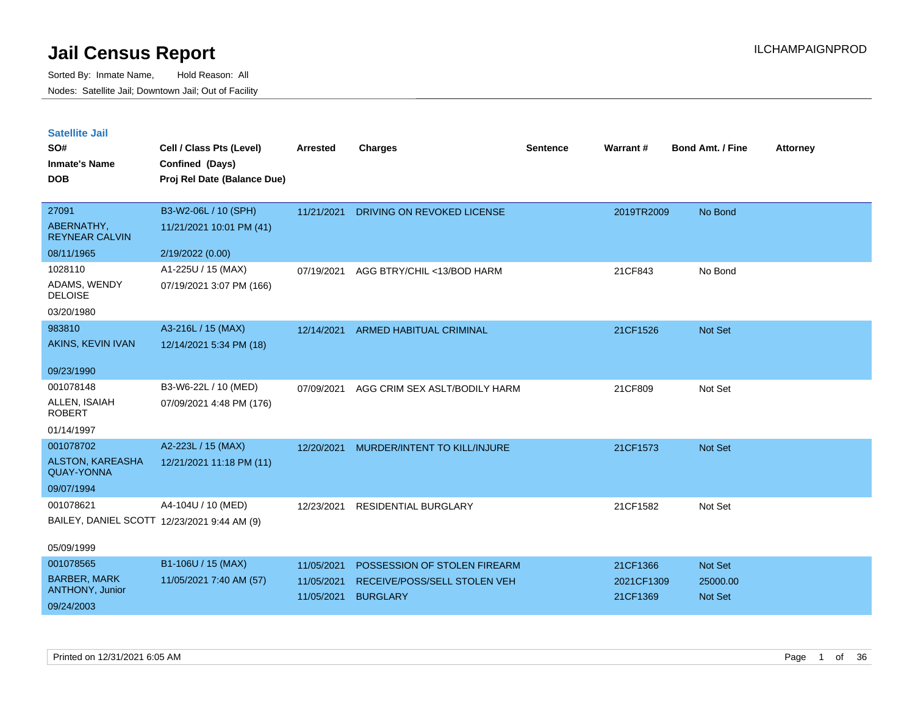# Jail Census Report

Sorted By: Inmate Name, Hold Reason: All

Nodes: Satellite Jail; Downtown Jail; Out of Facility

## Satellite Jail

| SO# / Inmate's Name / DOB | Cell / Class Pts (Level) / Confined (Days) / Proj Rel Date (Balance Due) | Arrested | Charges | Sentence | Warrant # | Bond Amt. / Fine | Attorney |
|---|---|---|---|---|---|---|---|
| 27091<br>ABERNATHY, REYNEAR CALVIN<br>08/11/1965 | B3-W2-06L / 10 (SPH)<br>11/21/2021 10:01 PM (41)<br>2/19/2022 (0.00) | 11/21/2021 | DRIVING ON REVOKED LICENSE | | 2019TR2009 | No Bond | |
| 1028110<br>ADAMS, WENDY DELOISE<br>03/20/1980 | A1-225U / 15 (MAX)<br>07/19/2021 3:07 PM (166) | 07/19/2021 | AGG BTRY/CHIL <13/BOD HARM | | 21CF843 | No Bond | |
| 983810<br>AKINS, KEVIN IVAN<br>09/23/1990 | A3-216L / 15 (MAX)<br>12/14/2021 5:34 PM (18) | 12/14/2021 | ARMED HABITUAL CRIMINAL | | 21CF1526 | Not Set | |
| 001078148<br>ALLEN, ISAIAH ROBERT<br>01/14/1997 | B3-W6-22L / 10 (MED)<br>07/09/2021 4:48 PM (176) | 07/09/2021 | AGG CRIM SEX ASLT/BODILY HARM | | 21CF809 | Not Set | |
| 001078702<br>ALSTON, KAREASHA QUAY-YONNA<br>09/07/1994 | A2-223L / 15 (MAX)<br>12/21/2021 11:18 PM (11) | 12/20/2021 | MURDER/INTENT TO KILL/INJURE | | 21CF1573 | Not Set | |
| 001078621<br>BAILEY, DANIEL SCOTT<br>05/09/1999 | A4-104U / 10 (MED)<br>12/23/2021 9:44 AM (9) | 12/23/2021 | RESIDENTIAL BURGLARY | | 21CF1582 | Not Set | |
| 001078565<br>BARBER, MARK ANTHONY, Junior<br>09/24/2003 | B1-106U / 15 (MAX)<br>11/05/2021 7:40 AM (57) | 11/05/2021<br>11/05/2021<br>11/05/2021 | POSSESSION OF STOLEN FIREARM<br>RECEIVE/POSS/SELL STOLEN VEH<br>BURGLARY | | 21CF1366<br>2021CF1309<br>21CF1369 | Not Set<br>25000.00<br>Not Set | |

Printed on 12/31/2021 6:05 AM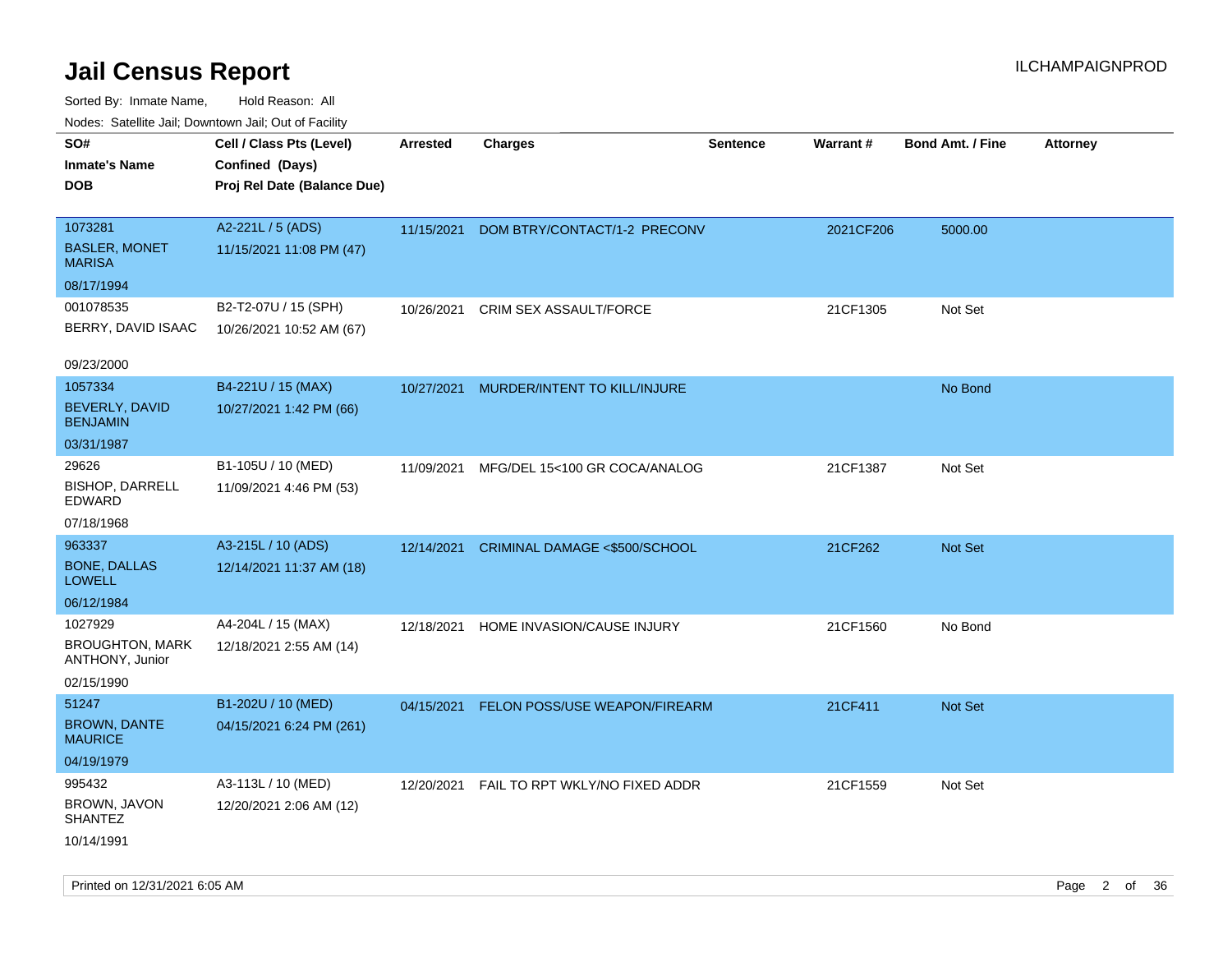# Jail Census Report

Sorted By: Inmate Name, Hold Reason: All

Nodes: Satellite Jail; Downtown Jail; Out of Facility

| SO# / Inmate's Name / DOB | Cell / Class Pts (Level) / Confined (Days) / Proj Rel Date (Balance Due) | Arrested | Charges | Sentence | Warrant # | Bond Amt. / Fine | Attorney |
|---|---|---|---|---|---|---|---|
| 1073281 BASLER, MONET MARISA 08/17/1994 | A2-221L / 5 (ADS) 11/15/2021 11:08 PM (47) | 11/15/2021 | DOM BTRY/CONTACT/1-2 PRECONV | | 2021CF206 | 5000.00 | |
| 001078535 BERRY, DAVID ISAAC 09/23/2000 | B2-T2-07U / 15 (SPH) 10/26/2021 10:52 AM (67) | 10/26/2021 | CRIM SEX ASSAULT/FORCE | | 21CF1305 | Not Set | |
| 1057334 BEVERLY, DAVID BENJAMIN 03/31/1987 | B4-221U / 15 (MAX) 10/27/2021 1:42 PM (66) | 10/27/2021 | MURDER/INTENT TO KILL/INJURE | | | No Bond | |
| 29626 BISHOP, DARRELL EDWARD 07/18/1968 | B1-105U / 10 (MED) 11/09/2021 4:46 PM (53) | 11/09/2021 | MFG/DEL 15<100 GR COCA/ANALOG | | 21CF1387 | Not Set | |
| 963337 BONE, DALLAS LOWELL 06/12/1984 | A3-215L / 10 (ADS) 12/14/2021 11:37 AM (18) | 12/14/2021 | CRIMINAL DAMAGE <$500/SCHOOL | | 21CF262 | Not Set | |
| 1027929 BROUGHTON, MARK ANTHONY, Junior 02/15/1990 | A4-204L / 15 (MAX) 12/18/2021 2:55 AM (14) | 12/18/2021 | HOME INVASION/CAUSE INJURY | | 21CF1560 | No Bond | |
| 51247 BROWN, DANTE MAURICE 04/19/1979 | B1-202U / 10 (MED) 04/15/2021 6:24 PM (261) | 04/15/2021 | FELON POSS/USE WEAPON/FIREARM | | 21CF411 | Not Set | |
| 995432 BROWN, JAVON SHANTEZ 10/14/1991 | A3-113L / 10 (MED) 12/20/2021 2:06 AM (12) | 12/20/2021 | FAIL TO RPT WKLY/NO FIXED ADDR | | 21CF1559 | Not Set | |

Printed on 12/31/2021 6:05 AM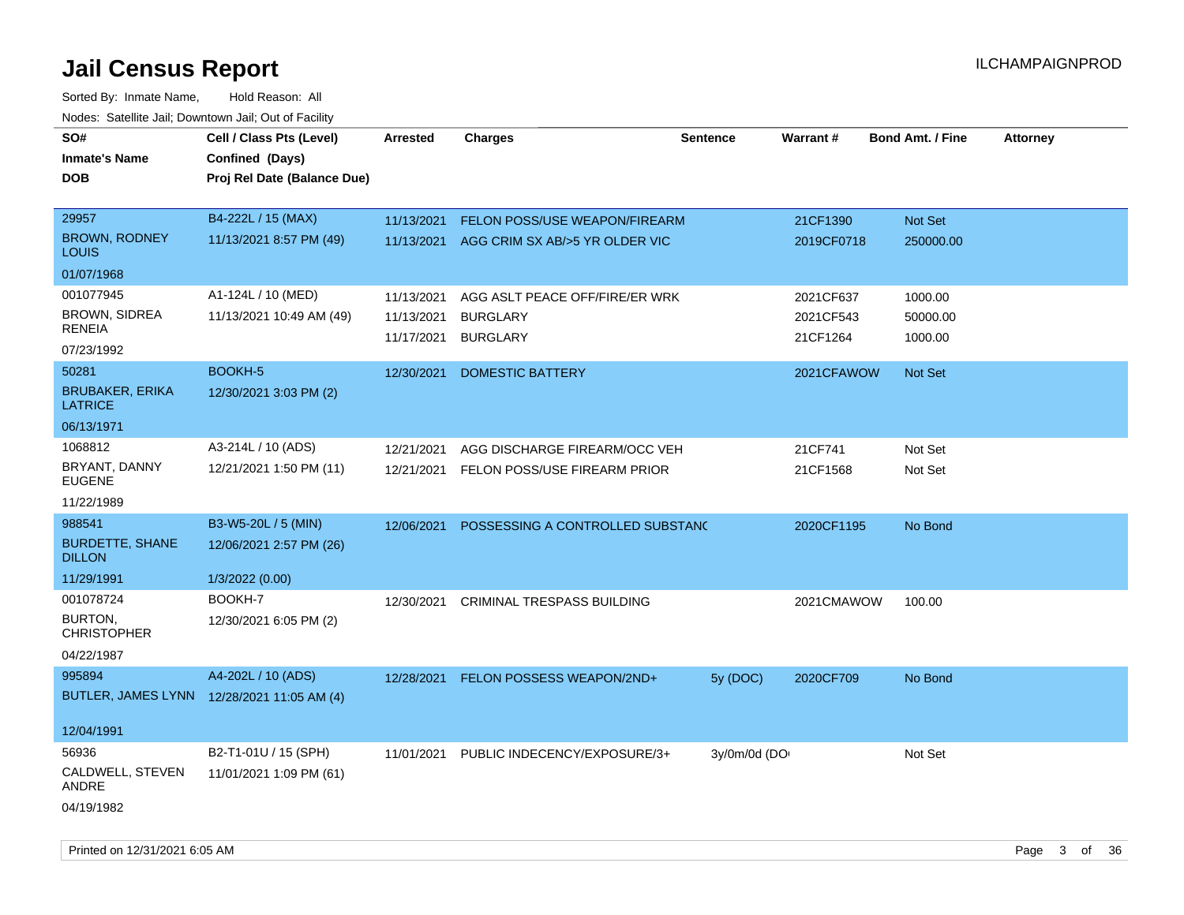# Jail Census Report

ILCHAMPAIGNPROD

Sorted By: Inmate Name, Hold Reason: All

Nodes: Satellite Jail; Downtown Jail; Out of Facility

| SO# / Inmate's Name / DOB | Cell / Class Pts (Level) / Confined (Days) / Proj Rel Date (Balance Due) | Arrested | Charges | Sentence | Warrant # | Bond Amt. / Fine | Attorney |
|---|---|---|---|---|---|---|---|
| 29957<br>BROWN, RODNEY LOUIS<br>01/07/1968 | B4-222L / 15 (MAX)<br>11/13/2021 8:57 PM (49) | 11/13/2021<br>11/13/2021 | FELON POSS/USE WEAPON/FIREARM<br>AGG CRIM SX AB/>5 YR OLDER VIC | | 21CF1390<br>2019CF0718 | Not Set<br>250000.00 | |
| 001077945<br>BROWN, SIDREA RENEIA<br>07/23/1992 | A1-124L / 10 (MED)<br>11/13/2021 10:49 AM (49) | 11/13/2021<br>11/13/2021<br>11/17/2021 | AGG ASLT PEACE OFF/FIRE/ER WRK<br>BURGLARY<br>BURGLARY | | 2021CF637<br>2021CF543<br>21CF1264 | 1000.00<br>50000.00<br>1000.00 | |
| 50281<br>BRUBAKER, ERIKA LATRICE<br>06/13/1971 | BOOKH-5<br>12/30/2021 3:03 PM (2) | 12/30/2021 | DOMESTIC BATTERY | | 2021CFAWOW | Not Set | |
| 1068812<br>BRYANT, DANNY EUGENE<br>11/22/1989 | A3-214L / 10 (ADS)<br>12/21/2021 1:50 PM (11) | 12/21/2021<br>12/21/2021 | AGG DISCHARGE FIREARM/OCC VEH<br>FELON POSS/USE FIREARM PRIOR | | 21CF741<br>21CF1568 | Not Set<br>Not Set | |
| 988541<br>BURDETTE, SHANE DILLON<br>11/29/1991 | B3-W5-20L / 5 (MIN)<br>12/06/2021 2:57 PM (26)<br>1/3/2022 (0.00) | 12/06/2021 | POSSESSING A CONTROLLED SUBSTANC | | 2020CF1195 | No Bond | |
| 001078724<br>BURTON, CHRISTOPHER<br>04/22/1987 | BOOKH-7<br>12/30/2021 6:05 PM (2) | 12/30/2021 | CRIMINAL TRESPASS BUILDING | | 2021CMAWOW | 100.00 | |
| 995894<br>BUTLER, JAMES LYNN<br>12/04/1991 | A4-202L / 10 (ADS)<br>12/28/2021 11:05 AM (4) | 12/28/2021 | FELON POSSESS WEAPON/2ND+ | 5y (DOC) | 2020CF709 | No Bond | |
| 56936<br>CALDWELL, STEVEN ANDRE<br>04/19/1982 | B2-T1-01U / 15 (SPH)<br>11/01/2021 1:09 PM (61) | 11/01/2021 | PUBLIC INDECENCY/EXPOSURE/3+ | 3y/0m/0d (DO | | Not Set | |

Printed on 12/31/2021 6:05 AM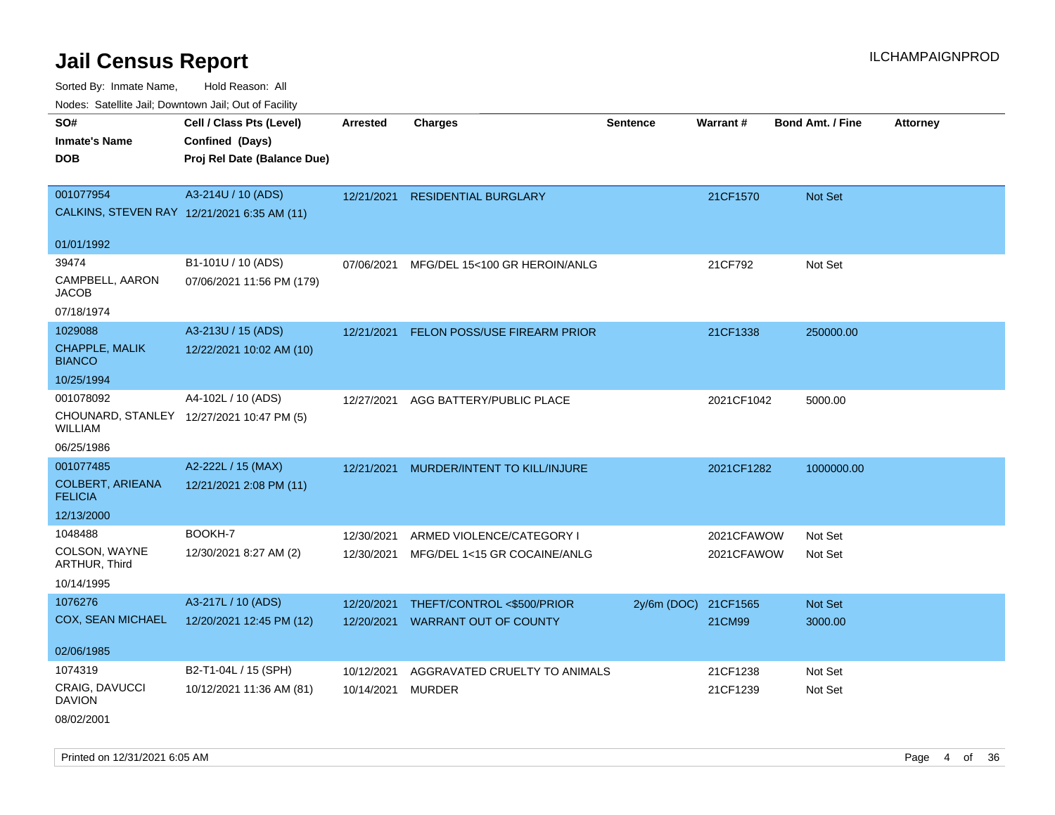# Jail Census Report

ILCHAMPAIGNPROD

Sorted By: Inmate Name, Hold Reason: All

Nodes: Satellite Jail; Downtown Jail; Out of Facility

| SO# / Inmate's Name / DOB | Cell / Class Pts (Level) / Confined (Days) / Proj Rel Date (Balance Due) | Arrested | Charges | Sentence | Warrant # | Bond Amt. / Fine | Attorney |
|---|---|---|---|---|---|---|---|
| 001077954 CALKINS, STEVEN RAY 01/01/1992 | A3-214U / 10 (ADS) 12/21/2021 6:35 AM (11) | 12/21/2021 | RESIDENTIAL BURGLARY | | 21CF1570 | Not Set | |
| 39474 CAMPBELL, AARON JACOB 07/18/1974 | B1-101U / 10 (ADS) 07/06/2021 11:56 PM (179) | 07/06/2021 | MFG/DEL 15<100 GR HEROIN/ANLG | | 21CF792 | Not Set | |
| 1029088 CHAPPLE, MALIK BIANCO 10/25/1994 | A3-213U / 15 (ADS) 12/22/2021 10:02 AM (10) | 12/21/2021 | FELON POSS/USE FIREARM PRIOR | | 21CF1338 | 250000.00 | |
| 001078092 CHOUNARD, STANLEY WILLIAM 06/25/1986 | A4-102L / 10 (ADS) 12/27/2021 10:47 PM (5) | 12/27/2021 | AGG BATTERY/PUBLIC PLACE | | 2021CF1042 | 5000.00 | |
| 001077485 COLBERT, ARIEANA FELICIA 12/13/2000 | A2-222L / 15 (MAX) 12/21/2021 2:08 PM (11) | 12/21/2021 | MURDER/INTENT TO KILL/INJURE | | 2021CF1282 | 1000000.00 | |
| 1048488 COLSON, WAYNE ARTHUR, Third 10/14/1995 | BOOKH-7 12/30/2021 8:27 AM (2) | 12/30/2021 | ARMED VIOLENCE/CATEGORY I | | 2021CFAWOW | Not Set | |
| | | 12/30/2021 | MFG/DEL 1<15 GR COCAINE/ANLG | | 2021CFAWOW | Not Set | |
| 1076276 COX, SEAN MICHAEL 02/06/1985 | A3-217L / 10 (ADS) 12/20/2021 12:45 PM (12) | 12/20/2021 | THEFT/CONTROL <$500/PRIOR | 2y/6m (DOC) | 21CF1565 | Not Set | |
| | | 12/20/2021 | WARRANT OUT OF COUNTY | | 21CM99 | 3000.00 | |
| 1074319 CRAIG, DAVUCCI DAVION 08/02/2001 | B2-T1-04L / 15 (SPH) 10/12/2021 11:36 AM (81) | 10/12/2021 | AGGRAVATED CRUELTY TO ANIMALS | | 21CF1238 | Not Set | |
| | | 10/14/2021 | MURDER | | 21CF1239 | Not Set | |

Printed on 12/31/2021 6:05 AM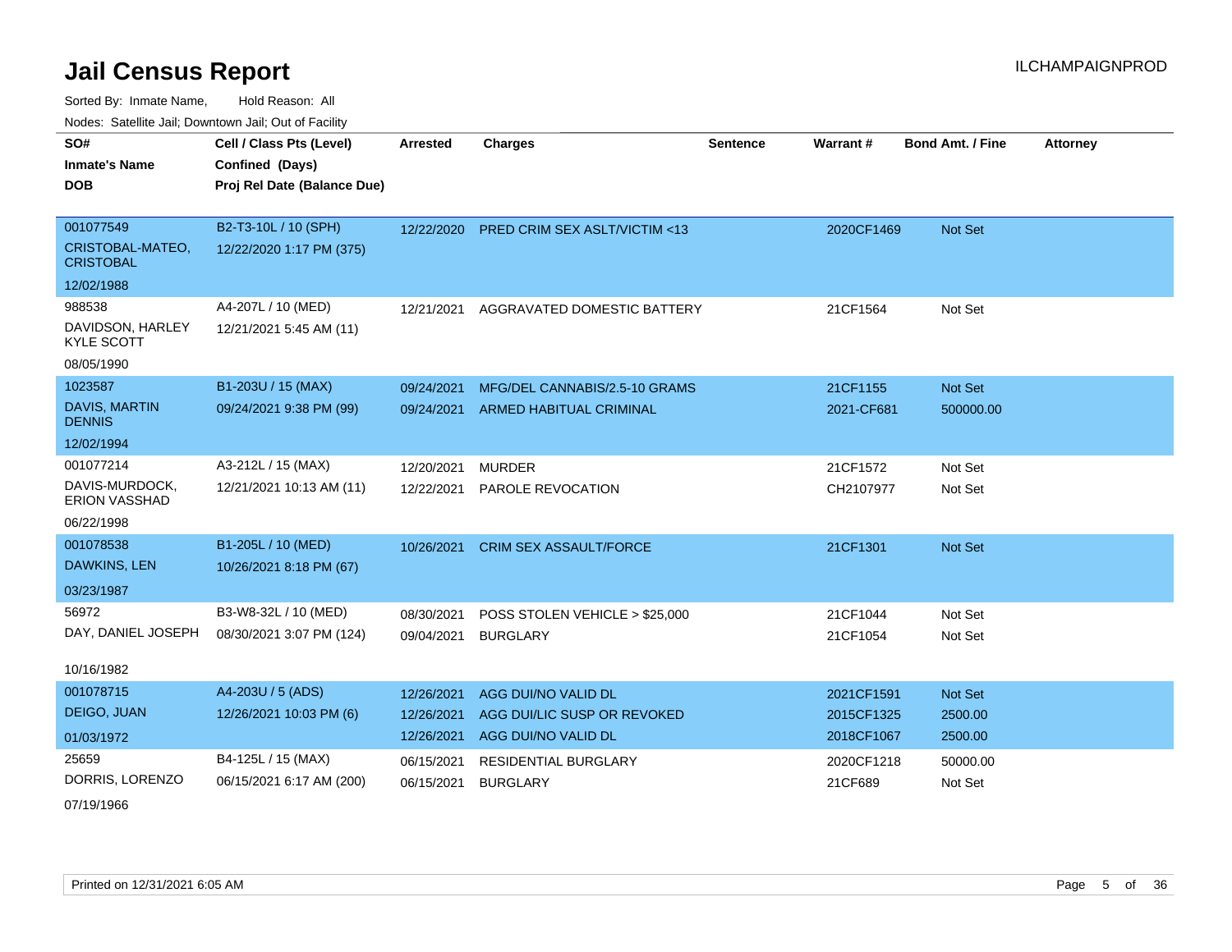# Jail Census Report

ILCHAMPAIGNPROD

Sorted By: Inmate Name, Hold Reason: All

Nodes: Satellite Jail; Downtown Jail; Out of Facility

| SO# / Inmate's Name / DOB | Cell / Class Pts (Level) / Confined (Days) / Proj Rel Date (Balance Due) | Arrested | Charges | Sentence | Warrant # | Bond Amt. / Fine | Attorney |
|---|---|---|---|---|---|---|---|
| 001077549<br>CRISTOBAL-MATEO, CRISTOBAL<br>12/02/1988 | B2-T3-10L / 10 (SPH)<br>12/22/2020 1:17 PM (375) | 12/22/2020 | PRED CRIM SEX ASLT/VICTIM <13 | | 2020CF1469 | Not Set | |
| 988538<br>DAVIDSON, HARLEY KYLE SCOTT<br>08/05/1990 | A4-207L / 10 (MED)<br>12/21/2021 5:45 AM (11) | 12/21/2021 | AGGRAVATED DOMESTIC BATTERY | | 21CF1564 | Not Set | |
| 1023587<br>DAVIS, MARTIN DENNIS<br>12/02/1994 | B1-203U / 15 (MAX)<br>09/24/2021 9:38 PM (99) | 09/24/2021 | MFG/DEL CANNABIS/2.5-10 GRAMS | | 21CF1155 | Not Set | |
| | | 09/24/2021 | ARMED HABITUAL CRIMINAL | | 2021-CF681 | 500000.00 | |
| 001077214<br>DAVIS-MURDOCK, ERION VASSHAD<br>06/22/1998 | A3-212L / 15 (MAX)<br>12/21/2021 10:13 AM (11) | 12/20/2021 | MURDER | | 21CF1572 | Not Set | |
| | | 12/22/2021 | PAROLE REVOCATION | | CH2107977 | Not Set | |
| 001078538<br>DAWKINS, LEN<br>03/23/1987 | B1-205L / 10 (MED)<br>10/26/2021 8:18 PM (67) | 10/26/2021 | CRIM SEX ASSAULT/FORCE | | 21CF1301 | Not Set | |
| 56972<br>DAY, DANIEL JOSEPH<br>10/16/1982 | B3-W8-32L / 10 (MED)<br>08/30/2021 3:07 PM (124) | 08/30/2021 | POSS STOLEN VEHICLE > $25,000 | | 21CF1044 | Not Set | |
| | | 09/04/2021 | BURGLARY | | 21CF1054 | Not Set | |
| 001078715<br>DEIGO, JUAN<br>01/03/1972 | A4-203U / 5 (ADS)<br>12/26/2021 10:03 PM (6) | 12/26/2021 | AGG DUI/NO VALID DL | | 2021CF1591 | Not Set | |
| | | 12/26/2021 | AGG DUI/LIC SUSP OR REVOKED | | 2015CF1325 | 2500.00 | |
| | | 12/26/2021 | AGG DUI/NO VALID DL | | 2018CF1067 | 2500.00 | |
| 25659<br>DORRIS, LORENZO<br>07/19/1966 | B4-125L / 15 (MAX)<br>06/15/2021 6:17 AM (200) | 06/15/2021 | RESIDENTIAL BURGLARY | | 2020CF1218 | 50000.00 | |
| | | 06/15/2021 | BURGLARY | | 21CF689 | Not Set | |

Printed on 12/31/2021 6:05 AM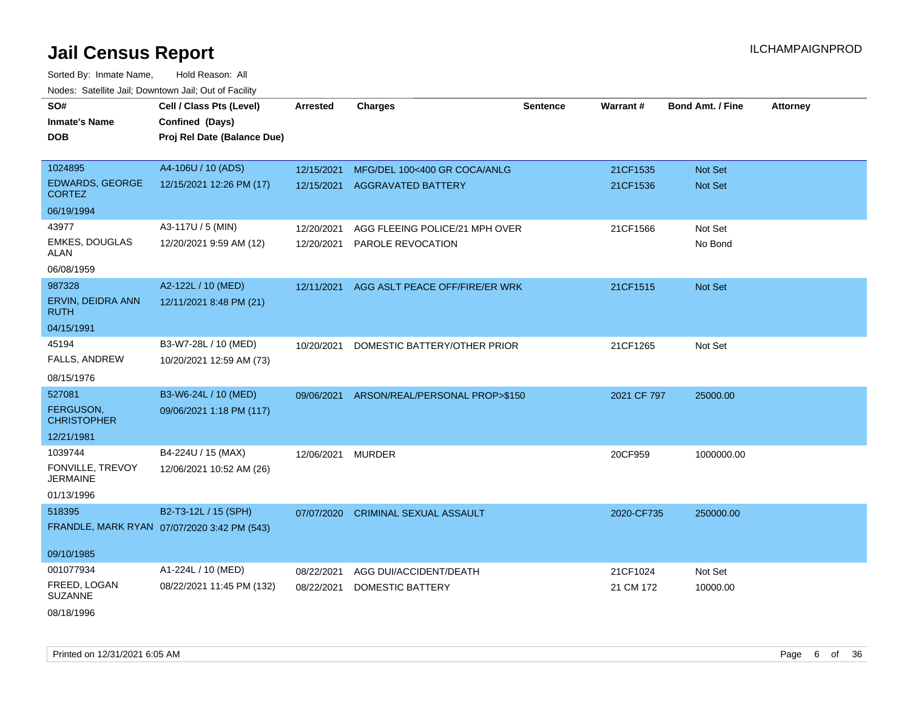# Jail Census Report

ILCHAMPAIGNPROD

Sorted By: Inmate Name, Hold Reason: All

Nodes: Satellite Jail; Downtown Jail; Out of Facility

| SO# / Inmate's Name / DOB | Cell / Class Pts (Level) / Confined (Days) / Proj Rel Date (Balance Due) | Arrested | Charges | Sentence | Warrant # | Bond Amt. / Fine | Attorney |
|---|---|---|---|---|---|---|---|
| 1024895<br>EDWARDS, GEORGE CORTEZ<br>06/19/1994 | A4-106U / 10 (ADS)<br>12/15/2021 12:26 PM (17) | 12/15/2021<br>12/15/2021 | MFG/DEL 100<400 GR COCA/ANLG<br>AGGRAVATED BATTERY | | 21CF1535<br>21CF1536 | Not Set<br>Not Set | |
| 43977<br>EMKES, DOUGLAS ALAN<br>06/08/1959 | A3-117U / 5 (MIN)<br>12/20/2021 9:59 AM (12) | 12/20/2021<br>12/20/2021 | AGG FLEEING POLICE/21 MPH OVER<br>PAROLE REVOCATION | | 21CF1566 | Not Set<br>No Bond | |
| 987328<br>ERVIN, DEIDRA ANN RUTH<br>04/15/1991 | A2-122L / 10 (MED)<br>12/11/2021 8:48 PM (21) | 12/11/2021 | AGG ASLT PEACE OFF/FIRE/ER WRK | | 21CF1515 | Not Set | |
| 45194<br>FALLS, ANDREW<br>08/15/1976 | B3-W7-28L / 10 (MED)<br>10/20/2021 12:59 AM (73) | 10/20/2021 | DOMESTIC BATTERY/OTHER PRIOR | | 21CF1265 | Not Set | |
| 527081<br>FERGUSON, CHRISTOPHER<br>12/21/1981 | B3-W6-24L / 10 (MED)<br>09/06/2021 1:18 PM (117) | 09/06/2021 | ARSON/REAL/PERSONAL PROP>$150 | | 2021 CF 797 | 25000.00 | |
| 1039744<br>FONVILLE, TREVOY JERMAINE<br>01/13/1996 | B4-224U / 15 (MAX)<br>12/06/2021 10:52 AM (26) | 12/06/2021 | MURDER | | 20CF959 | 1000000.00 | |
| 518395<br>FRANDLE, MARK RYAN<br>09/10/1985 | B2-T3-12L / 15 (SPH)<br>07/07/2020 3:42 PM (543) | 07/07/2020 | CRIMINAL SEXUAL ASSAULT | | 2020-CF735 | 250000.00 | |
| 001077934<br>FREED, LOGAN SUZANNE<br>08/18/1996 | A1-224L / 10 (MED)<br>08/22/2021 11:45 PM (132) | 08/22/2021<br>08/22/2021 | AGG DUI/ACCIDENT/DEATH<br>DOMESTIC BATTERY | | 21CF1024<br>21 CM 172 | Not Set<br>10000.00 | |

Printed on 12/31/2021 6:05 AM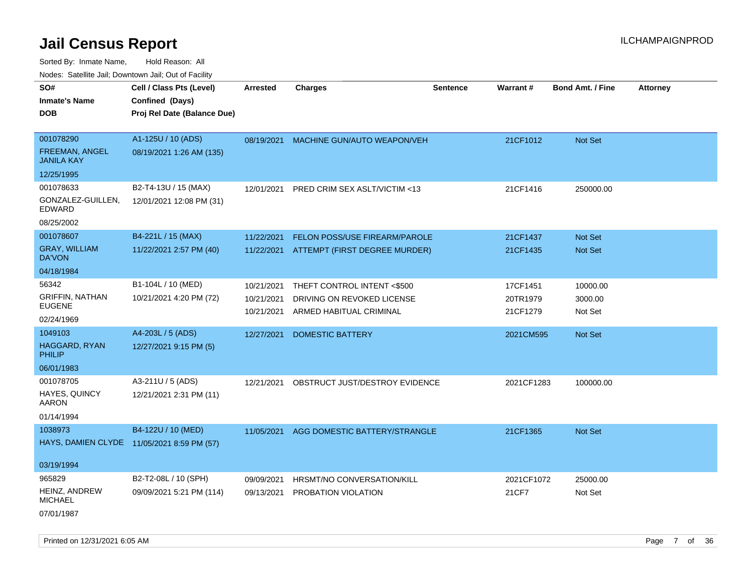# Jail Census Report

ILCHAMPAIGNPROD

Sorted By: Inmate Name, Hold Reason: All

Nodes: Satellite Jail; Downtown Jail; Out of Facility

| SO# / Inmate's Name / DOB | Cell / Class Pts (Level) / Confined (Days) / Proj Rel Date (Balance Due) | Arrested | Charges | Sentence | Warrant # | Bond Amt. / Fine | Attorney |
|---|---|---|---|---|---|---|---|
| 001078290<br>FREEMAN, ANGEL JANILA KAY<br>12/25/1995 | A1-125U / 10 (ADS)<br>08/19/2021 1:26 AM (135) | 08/19/2021 | MACHINE GUN/AUTO WEAPON/VEH | | 21CF1012 | Not Set | |
| 001078633<br>GONZALEZ-GUILLEN, EDWARD<br>08/25/2002 | B2-T4-13U / 15 (MAX)<br>12/01/2021 12:08 PM (31) | 12/01/2021 | PRED CRIM SEX ASLT/VICTIM <13 | | 21CF1416 | 250000.00 | |
| 001078607<br>GRAY, WILLIAM DA'VON<br>04/18/1984 | B4-221L / 15 (MAX)<br>11/22/2021 2:57 PM (40) | 11/22/2021<br>11/22/2021 | FELON POSS/USE FIREARM/PAROLE<br>ATTEMPT (FIRST DEGREE MURDER) | | 21CF1437<br>21CF1435 | Not Set<br>Not Set | |
| 56342<br>GRIFFIN, NATHAN EUGENE<br>02/24/1969 | B1-104L / 10 (MED)<br>10/21/2021 4:20 PM (72) | 10/21/2021<br>10/21/2021<br>10/21/2021 | THEFT CONTROL INTENT <$500<br>DRIVING ON REVOKED LICENSE<br>ARMED HABITUAL CRIMINAL | | 17CF1451<br>20TR1979<br>21CF1279 | 10000.00<br>3000.00<br>Not Set | |
| 1049103<br>HAGGARD, RYAN PHILIP<br>06/01/1983 | A4-203L / 5 (ADS)<br>12/27/2021 9:15 PM (5) | 12/27/2021 | DOMESTIC BATTERY | | 2021CM595 | Not Set | |
| 001078705<br>HAYES, QUINCY AARON<br>01/14/1994 | A3-211U / 5 (ADS)<br>12/21/2021 2:31 PM (11) | 12/21/2021 | OBSTRUCT JUST/DESTROY EVIDENCE | | 2021CF1283 | 100000.00 | |
| 1038973<br>HAYS, DAMIEN CLYDE<br>03/19/1994 | B4-122U / 10 (MED)<br>11/05/2021 8:59 PM (57) | 11/05/2021 | AGG DOMESTIC BATTERY/STRANGLE | | 21CF1365 | Not Set | |
| 965829<br>HEINZ, ANDREW MICHAEL<br>07/01/1987 | B2-T2-08L / 10 (SPH)<br>09/09/2021 5:21 PM (114) | 09/09/2021<br>09/13/2021 | HRSMT/NO CONVERSATION/KILL<br>PROBATION VIOLATION | | 2021CF1072<br>21CF7 | 25000.00<br>Not Set | |

Printed on 12/31/2021 6:05 AM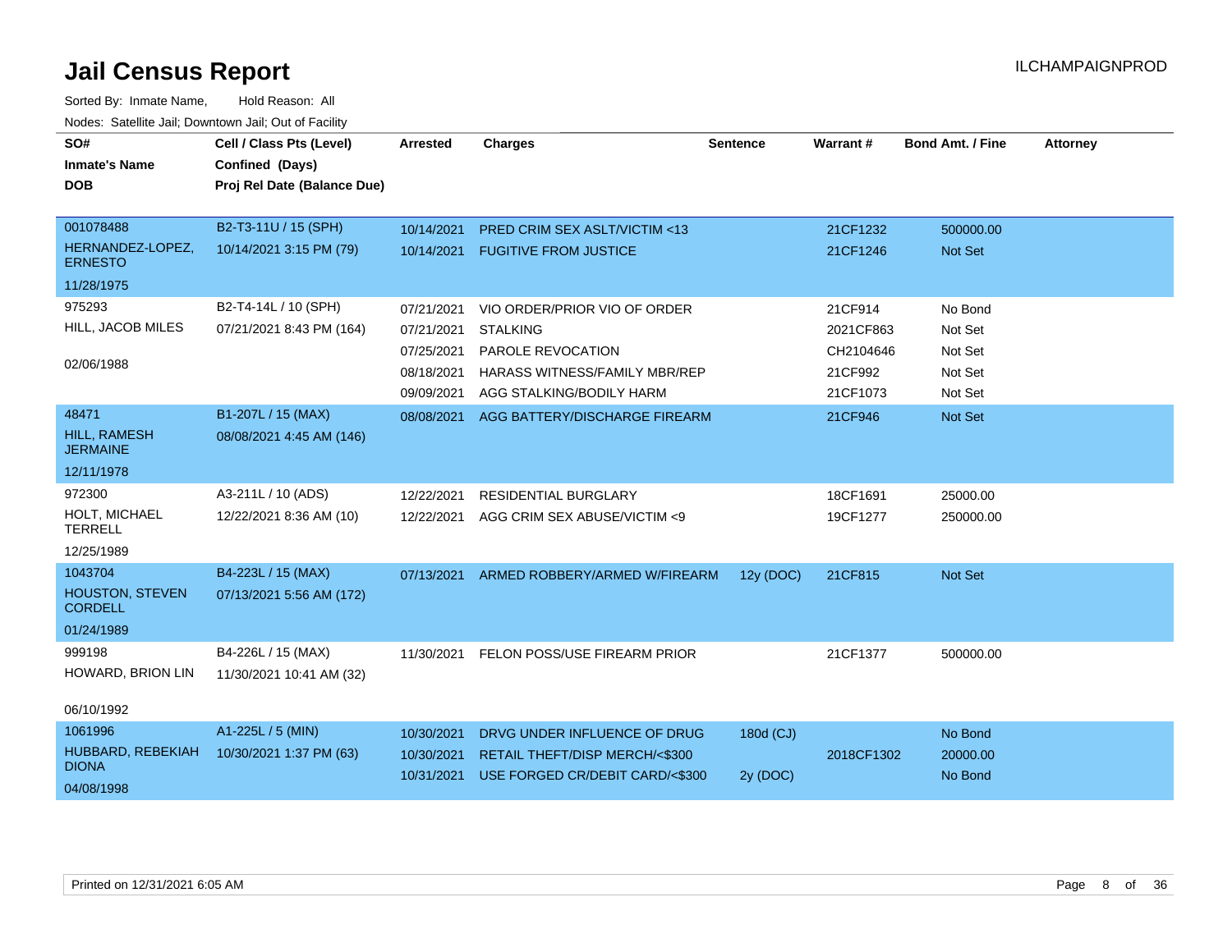# Jail Census Report

ILCHAMPAIGNPROD

Sorted By: Inmate Name, Hold Reason: All

Nodes: Satellite Jail; Downtown Jail; Out of Facility

| SO# / Inmate's Name / DOB | Cell / Class Pts (Level) / Confined (Days) / Proj Rel Date (Balance Due) | Arrested | Charges | Sentence | Warrant # | Bond Amt. / Fine | Attorney |
|---|---|---|---|---|---|---|---|
| 001078488 HERNANDEZ-LOPEZ, ERNESTO 11/28/1975 | B2-T3-11U / 15 (SPH) 10/14/2021 3:15 PM (79) | 10/14/2021 | PRED CRIM SEX ASLT/VICTIM <13 | | 21CF1232 | 500000.00 | |
| | | 10/14/2021 | FUGITIVE FROM JUSTICE | | 21CF1246 | Not Set | |
| 975293 HILL, JACOB MILES 02/06/1988 | B2-T4-14L / 10 (SPH) 07/21/2021 8:43 PM (164) | 07/21/2021 | VIO ORDER/PRIOR VIO OF ORDER | | 21CF914 | No Bond | |
| | | 07/21/2021 | STALKING | | 2021CF863 | Not Set | |
| | | 07/25/2021 | PAROLE REVOCATION | | CH2104646 | Not Set | |
| | | 08/18/2021 | HARASS WITNESS/FAMILY MBR/REP | | 21CF992 | Not Set | |
| | | 09/09/2021 | AGG STALKING/BODILY HARM | | 21CF1073 | Not Set | |
| 48471 HILL, RAMESH JERMAINE 12/11/1978 | B1-207L / 15 (MAX) 08/08/2021 4:45 AM (146) | 08/08/2021 | AGG BATTERY/DISCHARGE FIREARM | | 21CF946 | Not Set | |
| 972300 HOLT, MICHAEL TERRELL 12/25/1989 | A3-211L / 10 (ADS) 12/22/2021 8:36 AM (10) | 12/22/2021 | RESIDENTIAL BURGLARY | | 18CF1691 | 25000.00 | |
| | | 12/22/2021 | AGG CRIM SEX ABUSE/VICTIM <9 | | 19CF1277 | 250000.00 | |
| 1043704 HOUSTON, STEVEN CORDELL 01/24/1989 | B4-223L / 15 (MAX) 07/13/2021 5:56 AM (172) | 07/13/2021 | ARMED ROBBERY/ARMED W/FIREARM | 12y (DOC) | 21CF815 | Not Set | |
| 999198 HOWARD, BRION LIN 06/10/1992 | B4-226L / 15 (MAX) 11/30/2021 10:41 AM (32) | 11/30/2021 | FELON POSS/USE FIREARM PRIOR | | 21CF1377 | 500000.00 | |
| 1061996 HUBBARD, REBEKIAH DIONA 04/08/1998 | A1-225L / 5 (MIN) 10/30/2021 1:37 PM (63) | 10/30/2021 | DRVG UNDER INFLUENCE OF DRUG | 180d (CJ) | | No Bond | |
| | | 10/30/2021 | RETAIL THEFT/DISP MERCH/<$300 | | 2018CF1302 | 20000.00 | |
| | | 10/31/2021 | USE FORGED CR/DEBIT CARD/<$300 | 2y (DOC) | | No Bond | |

Printed on 12/31/2021 6:05 AM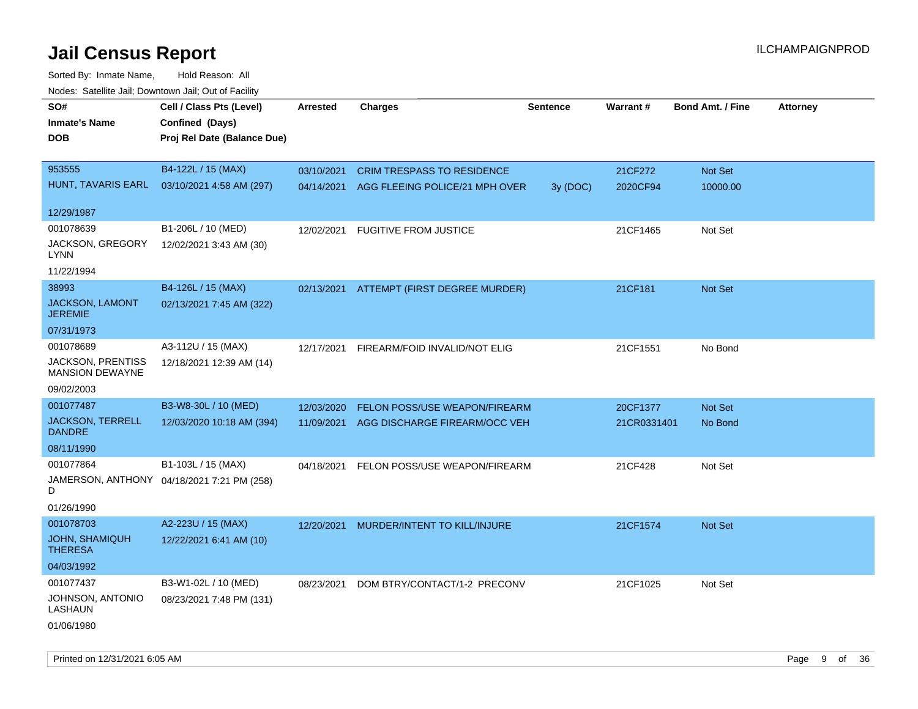# Jail Census Report

ILCHAMPAIGNPROD

Sorted By: Inmate Name, Hold Reason: All

Nodes: Satellite Jail; Downtown Jail; Out of Facility

| SO# / Inmate's Name / DOB | Cell / Class Pts (Level) / Confined (Days) / Proj Rel Date (Balance Due) | Arrested | Charges | Sentence | Warrant # | Bond Amt. / Fine | Attorney |
|---|---|---|---|---|---|---|---|
| 953555<br>HUNT, TAVARIS EARL<br>12/29/1987 | B4-122L / 15 (MAX)<br>03/10/2021 4:58 AM (297) | 03/10/2021 | CRIM TRESPASS TO RESIDENCE | | 21CF272 | Not Set | |
| | | 04/14/2021 | AGG FLEEING POLICE/21 MPH OVER | 3y (DOC) | 2020CF94 | 10000.00 | |
| 001078639<br>JACKSON, GREGORY LYNN<br>11/22/1994 | B1-206L / 10 (MED)<br>12/02/2021 3:43 AM (30) | 12/02/2021 | FUGITIVE FROM JUSTICE | | 21CF1465 | Not Set | |
| 38993<br>JACKSON, LAMONT JEREMIE<br>07/31/1973 | B4-126L / 15 (MAX)<br>02/13/2021 7:45 AM (322) | 02/13/2021 | ATTEMPT (FIRST DEGREE MURDER) | | 21CF181 | Not Set | |
| 001078689<br>JACKSON, PRENTISS MANSION DEWAYNE<br>09/02/2003 | A3-112U / 15 (MAX)<br>12/18/2021 12:39 AM (14) | 12/17/2021 | FIREARM/FOID INVALID/NOT ELIG | | 21CF1551 | No Bond | |
| 001077487<br>JACKSON, TERRELL DANDRE<br>08/11/1990 | B3-W8-30L / 10 (MED)<br>12/03/2020 10:18 AM (394) | 12/03/2020 | FELON POSS/USE WEAPON/FIREARM | | 20CF1377 | Not Set | |
| | | 11/09/2021 | AGG DISCHARGE FIREARM/OCC VEH | | 21CR0331401 | No Bond | |
| 001077864<br>JAMERSON, ANTHONY D<br>01/26/1990 | B1-103L / 15 (MAX)<br>04/18/2021 7:21 PM (258) | 04/18/2021 | FELON POSS/USE WEAPON/FIREARM | | 21CF428 | Not Set | |
| 001078703<br>JOHN, SHAMIQUH THERESA<br>04/03/1992 | A2-223U / 15 (MAX)<br>12/22/2021 6:41 AM (10) | 12/20/2021 | MURDER/INTENT TO KILL/INJURE | | 21CF1574 | Not Set | |
| 001077437<br>JOHNSON, ANTONIO LASHAUN<br>01/06/1980 | B3-W1-02L / 10 (MED)<br>08/23/2021 7:48 PM (131) | 08/23/2021 | DOM BTRY/CONTACT/1-2 PRECONV | | 21CF1025 | Not Set | |

Printed on 12/31/2021 6:05 AM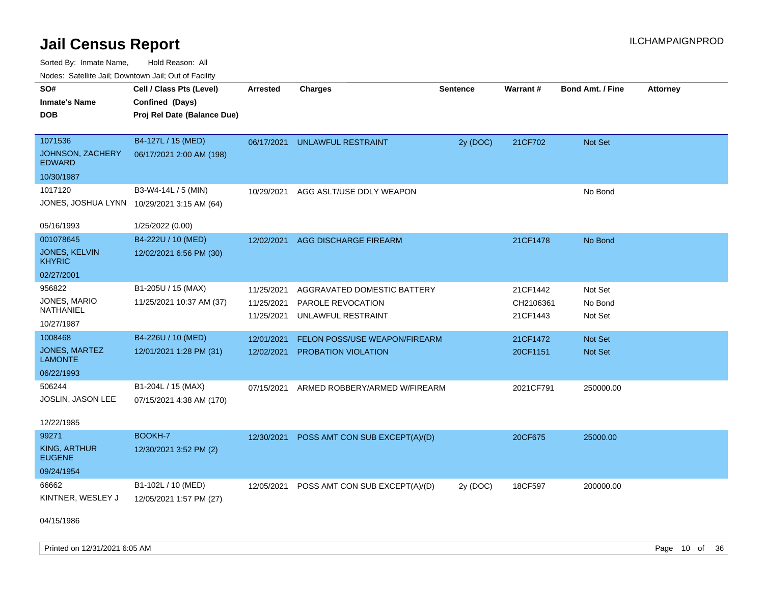# Jail Census Report

ILCHAMPAIGNPROD

Sorted By: Inmate Name, Hold Reason: All

Nodes: Satellite Jail; Downtown Jail; Out of Facility

| SO# / Inmate's Name / DOB | Cell / Class Pts (Level) / Confined (Days) / Proj Rel Date (Balance Due) | Arrested | Charges | Sentence | Warrant # | Bond Amt. / Fine | Attorney |
|---|---|---|---|---|---|---|---|
| 1071536<br>JOHNSON, ZACHERY EDWARD<br>10/30/1987 | B4-127L / 15 (MED)<br>06/17/2021 2:00 AM (198) | 06/17/2021 | UNLAWFUL RESTRAINT | 2y (DOC) | 21CF702 | Not Set | |
| 1017120<br>JONES, JOSHUA LYNN<br>05/16/1993 | B3-W4-14L / 5 (MIN)<br>10/29/2021 3:15 AM (64)<br>1/25/2022 (0.00) | 10/29/2021 | AGG ASLT/USE DDLY WEAPON | | | No Bond | |
| 001078645<br>JONES, KELVIN KHYRIC<br>02/27/2001 | B4-222U / 10 (MED)<br>12/02/2021 6:56 PM (30) | 12/02/2021 | AGG DISCHARGE FIREARM | | 21CF1478 | No Bond | |
| 956822<br>JONES, MARIO NATHANIEL<br>10/27/1987 | B1-205U / 15 (MAX)<br>11/25/2021 10:37 AM (37) | 11/25/2021<br>11/25/2021<br>11/25/2021 | AGGRAVATED DOMESTIC BATTERY<br>PAROLE REVOCATION<br>UNLAWFUL RESTRAINT | | 21CF1442<br>CH2106361<br>21CF1443 | Not Set<br>No Bond<br>Not Set | |
| 1008468<br>JONES, MARTEZ LAMONTE<br>06/22/1993 | B4-226U / 10 (MED)<br>12/01/2021 1:28 PM (31) | 12/01/2021<br>12/02/2021 | FELON POSS/USE WEAPON/FIREARM<br>PROBATION VIOLATION | | 21CF1472<br>20CF1151 | Not Set<br>Not Set | |
| 506244<br>JOSLIN, JASON LEE<br>12/22/1985 | B1-204L / 15 (MAX)<br>07/15/2021 4:38 AM (170) | 07/15/2021 | ARMED ROBBERY/ARMED W/FIREARM | | 2021CF791 | 250000.00 | |
| 99271<br>KING, ARTHUR EUGENE<br>09/24/1954 | BOOKH-7<br>12/30/2021 3:52 PM (2) | 12/30/2021 | POSS AMT CON SUB EXCEPT(A)/(D) | | 20CF675 | 25000.00 | |
| 66662<br>KINTNER, WESLEY J<br>04/15/1986 | B1-102L / 10 (MED)<br>12/05/2021 1:57 PM (27) | 12/05/2021 | POSS AMT CON SUB EXCEPT(A)/(D) | 2y (DOC) | 18CF597 | 200000.00 | |

Printed on 12/31/2021 6:05 AM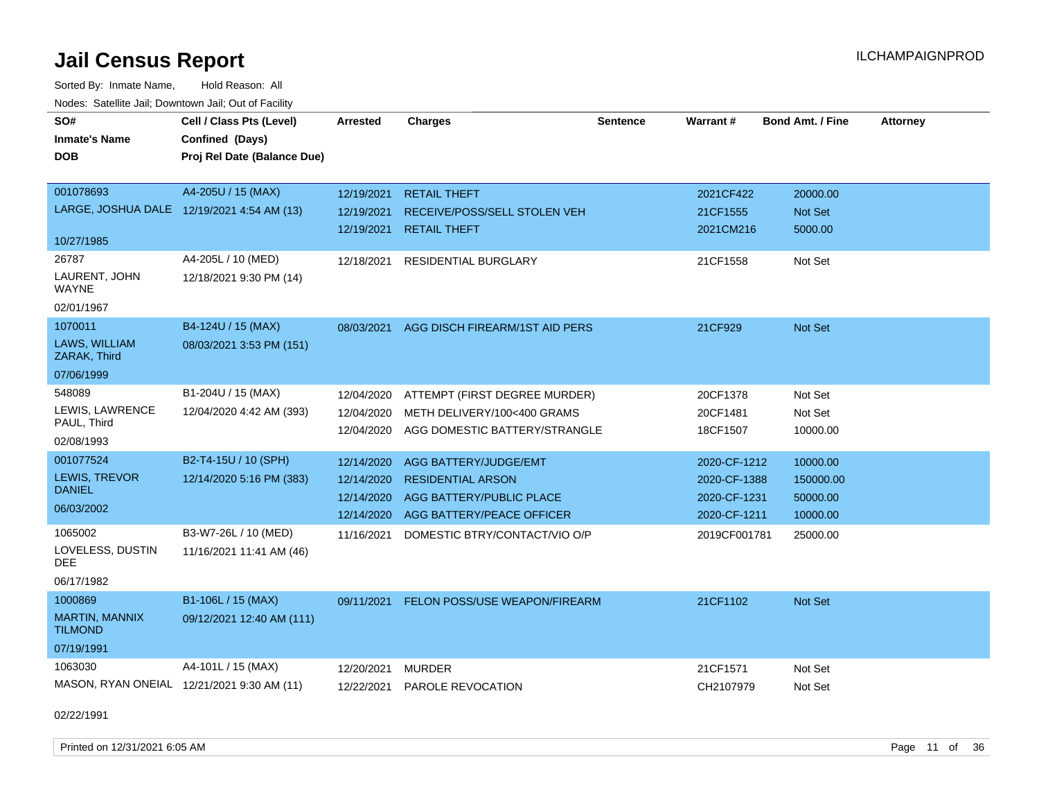# Jail Census Report

Sorted By: Inmate Name, Hold Reason: All

Nodes: Satellite Jail; Downtown Jail; Out of Facility

| SO# / Inmate's Name / DOB | Cell / Class Pts (Level) / Confined (Days) / Proj Rel Date (Balance Due) | Arrested | Charges | Sentence | Warrant # | Bond Amt. / Fine | Attorney |
|---|---|---|---|---|---|---|---|
| 001078693 LARGE, JOSHUA DALE 10/27/1985 | A4-205U / 15 (MAX) 12/19/2021 4:54 AM (13) | 12/19/2021 | RETAIL THEFT | | 2021CF422 | 20000.00 | |
| | | 12/19/2021 | RECEIVE/POSS/SELL STOLEN VEH | | 21CF1555 | Not Set | |
| | | 12/19/2021 | RETAIL THEFT | | 2021CM216 | 5000.00 | |
| 26787 LAURENT, JOHN WAYNE 02/01/1967 | A4-205L / 10 (MED) 12/18/2021 9:30 PM (14) | 12/18/2021 | RESIDENTIAL BURGLARY | | 21CF1558 | Not Set | |
| 1070011 LAWS, WILLIAM ZARAK, Third 07/06/1999 | B4-124U / 15 (MAX) 08/03/2021 3:53 PM (151) | 08/03/2021 | AGG DISCH FIREARM/1ST AID PERS | | 21CF929 | Not Set | |
| 548089 LEWIS, LAWRENCE PAUL, Third 02/08/1993 | B1-204U / 15 (MAX) 12/04/2020 4:42 AM (393) | 12/04/2020 | ATTEMPT (FIRST DEGREE MURDER) | | 20CF1378 | Not Set | |
| | | 12/04/2020 | METH DELIVERY/100<400 GRAMS | | 20CF1481 | Not Set | |
| | | 12/04/2020 | AGG DOMESTIC BATTERY/STRANGLE | | 18CF1507 | 10000.00 | |
| 001077524 LEWIS, TREVOR DANIEL 06/03/2002 | B2-T4-15U / 10 (SPH) 12/14/2020 5:16 PM (383) | 12/14/2020 | AGG BATTERY/JUDGE/EMT | | 2020-CF-1212 | 10000.00 | |
| | | 12/14/2020 | RESIDENTIAL ARSON | | 2020-CF-1388 | 150000.00 | |
| | | 12/14/2020 | AGG BATTERY/PUBLIC PLACE | | 2020-CF-1231 | 50000.00 | |
| | | 12/14/2020 | AGG BATTERY/PEACE OFFICER | | 2020-CF-1211 | 10000.00 | |
| 1065002 LOVELESS, DUSTIN DEE 06/17/1982 | B3-W7-26L / 10 (MED) 11/16/2021 11:41 AM (46) | 11/16/2021 | DOMESTIC BTRY/CONTACT/VIO O/P | | 2019CF001781 | 25000.00 | |
| 1000869 MARTIN, MANNIX TILMOND 07/19/1991 | B1-106L / 15 (MAX) 09/12/2021 12:40 AM (111) | 09/11/2021 | FELON POSS/USE WEAPON/FIREARM | | 21CF1102 | Not Set | |
| 1063030 MASON, RYAN ONEIAL 02/22/1991 | A4-101L / 15 (MAX) 12/21/2021 9:30 AM (11) | 12/20/2021 | MURDER | | 21CF1571 | Not Set | |
| | | 12/22/2021 | PAROLE REVOCATION | | CH2107979 | Not Set | |

Printed on 12/31/2021 6:05 AM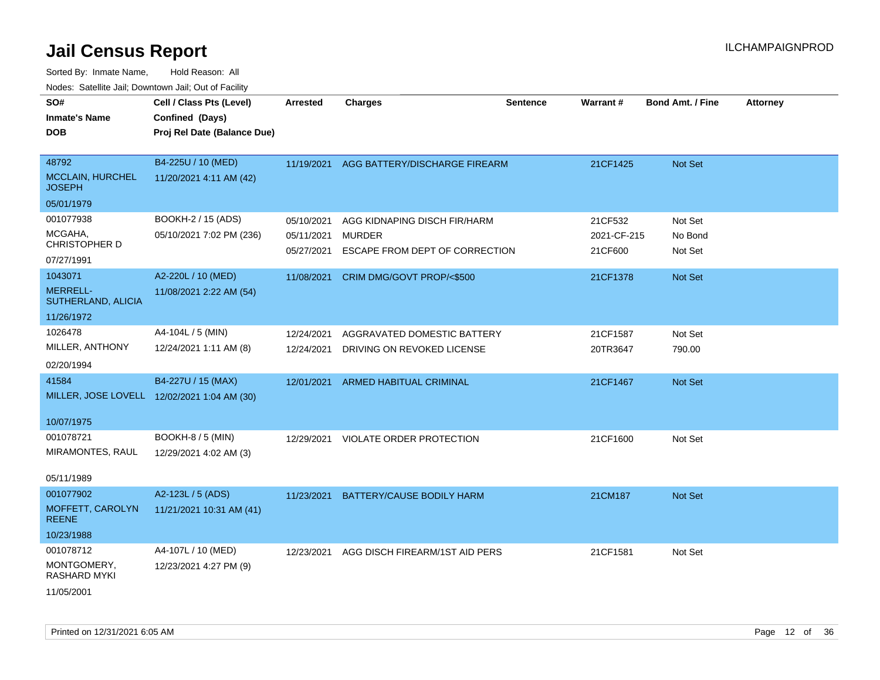# Jail Census Report

ILCHAMPAIGNPROD

Sorted By: Inmate Name, Hold Reason: All

Nodes: Satellite Jail; Downtown Jail; Out of Facility

| SO# / Inmate's Name / DOB | Cell / Class Pts (Level) / Confined (Days) / Proj Rel Date (Balance Due) | Arrested | Charges | Sentence | Warrant # | Bond Amt. / Fine | Attorney |
|---|---|---|---|---|---|---|---|
| 48792<br>MCCLAIN, HURCHEL JOSEPH<br>05/01/1979 | B4-225U / 10 (MED)<br>11/20/2021 4:11 AM (42) | 11/19/2021 | AGG BATTERY/DISCHARGE FIREARM | | 21CF1425 | Not Set | |
| 001077938<br>MCGAHA, CHRISTOPHER D<br>07/27/1991 | BOOKH-2 / 15 (ADS)<br>05/10/2021 7:02 PM (236) | 05/10/2021 | AGG KIDNAPING DISCH FIR/HARM | | 21CF532 | Not Set | |
| | | 05/11/2021 | MURDER | | 2021-CF-215 | No Bond | |
| | | 05/27/2021 | ESCAPE FROM DEPT OF CORRECTION | | 21CF600 | Not Set | |
| 1043071<br>MERRELL-SUTHERLAND, ALICIA<br>11/26/1972 | A2-220L / 10 (MED)<br>11/08/2021 2:22 AM (54) | 11/08/2021 | CRIM DMG/GOVT PROP/<$500 | | 21CF1378 | Not Set | |
| 1026478<br>MILLER, ANTHONY<br>02/20/1994 | A4-104L / 5 (MIN)<br>12/24/2021 1:11 AM (8) | 12/24/2021 | AGGRAVATED DOMESTIC BATTERY | | 21CF1587 | Not Set | |
| | | 12/24/2021 | DRIVING ON REVOKED LICENSE | | 20TR3647 | 790.00 | |
| 41584<br>MILLER, JOSE LOVELL<br>10/07/1975 | B4-227U / 15 (MAX)<br>12/02/2021 1:04 AM (30) | 12/01/2021 | ARMED HABITUAL CRIMINAL | | 21CF1467 | Not Set | |
| 001078721<br>MIRAMONTES, RAUL<br>05/11/1989 | BOOKH-8 / 5 (MIN)<br>12/29/2021 4:02 AM (3) | 12/29/2021 | VIOLATE ORDER PROTECTION | | 21CF1600 | Not Set | |
| 001077902<br>MOFFETT, CAROLYN REENE<br>10/23/1988 | A2-123L / 5 (ADS)<br>11/21/2021 10:31 AM (41) | 11/23/2021 | BATTERY/CAUSE BODILY HARM | | 21CM187 | Not Set | |
| 001078712<br>MONTGOMERY, RASHARD MYKI<br>11/05/2001 | A4-107L / 10 (MED)<br>12/23/2021 4:27 PM (9) | 12/23/2021 | AGG DISCH FIREARM/1ST AID PERS | | 21CF1581 | Not Set | |

Printed on 12/31/2021 6:05 AM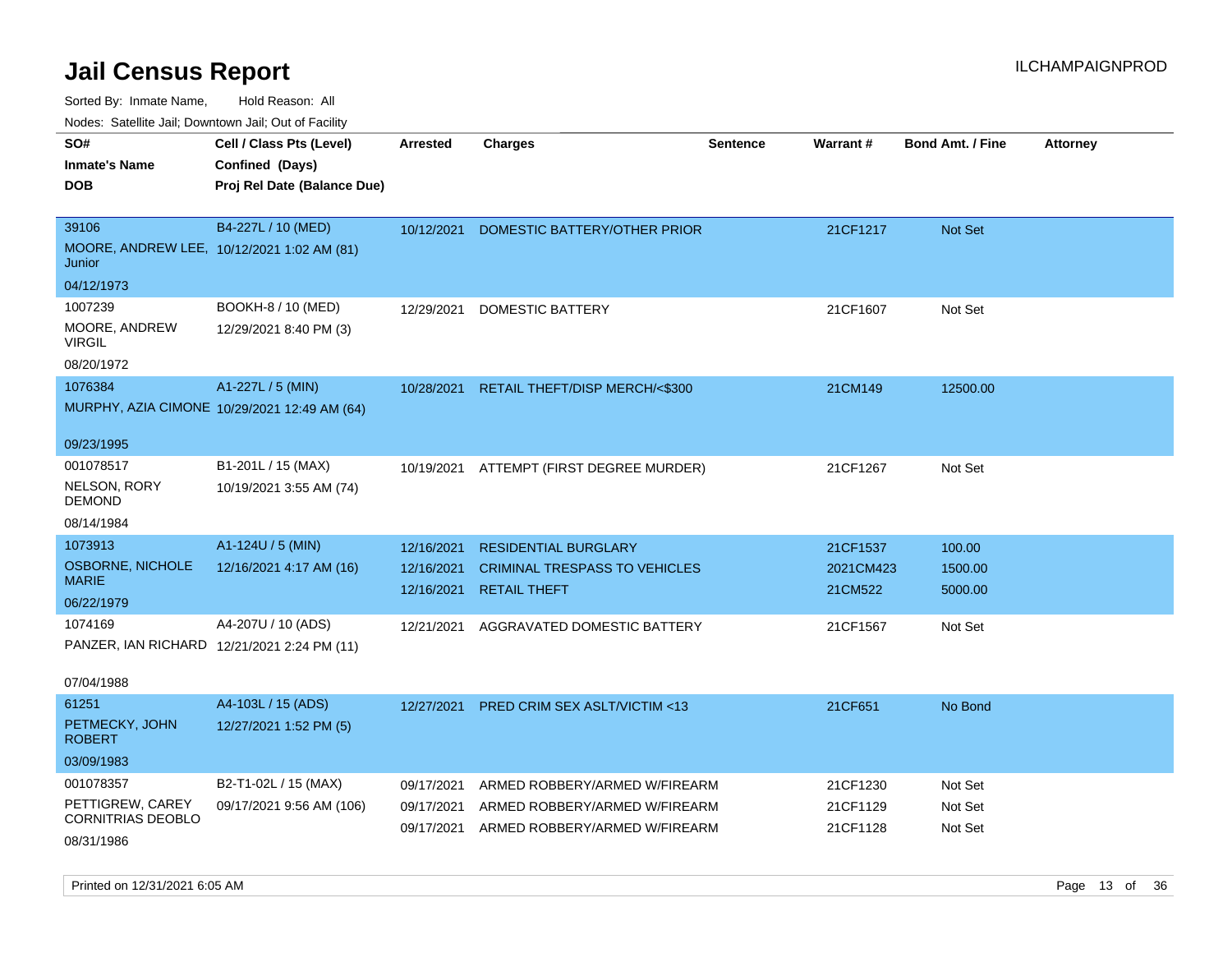# Jail Census Report

ILCHAMPAIGNPROD

Sorted By: Inmate Name, Hold Reason: All

Nodes: Satellite Jail; Downtown Jail; Out of Facility

| SO# / Inmate's Name / DOB | Cell / Class Pts (Level) / Confined (Days) / Proj Rel Date (Balance Due) | Arrested | Charges | Sentence | Warrant # | Bond Amt. / Fine | Attorney |
|---|---|---|---|---|---|---|---|
| 39106<br>MOORE, ANDREW LEE, Junior<br>04/12/1973 | B4-227L / 10 (MED)<br>10/12/2021 1:02 AM (81) | 10/12/2021 | DOMESTIC BATTERY/OTHER PRIOR | | 21CF1217 | Not Set | |
| 1007239<br>MOORE, ANDREW VIRGIL<br>08/20/1972 | BOOKH-8 / 10 (MED)<br>12/29/2021 8:40 PM (3) | 12/29/2021 | DOMESTIC BATTERY | | 21CF1607 | Not Set | |
| 1076384<br>MURPHY, AZIA CIMONE<br>09/23/1995 | A1-227L / 5 (MIN)<br>10/29/2021 12:49 AM (64) | 10/28/2021 | RETAIL THEFT/DISP MERCH/<$300 | | 21CM149 | 12500.00 | |
| 001078517<br>NELSON, RORY DEMOND<br>08/14/1984 | B1-201L / 15 (MAX)<br>10/19/2021 3:55 AM (74) | 10/19/2021 | ATTEMPT (FIRST DEGREE MURDER) | | 21CF1267 | Not Set | |
| 1073913<br>OSBORNE, NICHOLE MARIE<br>06/22/1979 | A1-124U / 5 (MIN)<br>12/16/2021 4:17 AM (16) | 12/16/2021<br>12/16/2021<br>12/16/2021 | RESIDENTIAL BURGLARY<br>CRIMINAL TRESPASS TO VEHICLES<br>RETAIL THEFT | | 21CF1537<br>2021CM423<br>21CM522 | 100.00<br>1500.00<br>5000.00 | |
| 1074169<br>PANZER, IAN RICHARD<br>07/04/1988 | A4-207U / 10 (ADS)<br>12/21/2021 2:24 PM (11) | 12/21/2021 | AGGRAVATED DOMESTIC BATTERY | | 21CF1567 | Not Set | |
| 61251<br>PETMECKY, JOHN ROBERT<br>03/09/1983 | A4-103L / 15 (ADS)<br>12/27/2021 1:52 PM (5) | 12/27/2021 | PRED CRIM SEX ASLT/VICTIM <13 | | 21CF651 | No Bond | |
| 001078357<br>PETTIGREW, CAREY CORNITRIAS DEOBLO<br>08/31/1986 | B2-T1-02L / 15 (MAX)<br>09/17/2021 9:56 AM (106) | 09/17/2021<br>09/17/2021<br>09/17/2021 | ARMED ROBBERY/ARMED W/FIREARM<br>ARMED ROBBERY/ARMED W/FIREARM<br>ARMED ROBBERY/ARMED W/FIREARM | | 21CF1230<br>21CF1129<br>21CF1128 | Not Set<br>Not Set<br>Not Set | |

Printed on 12/31/2021 6:05 AM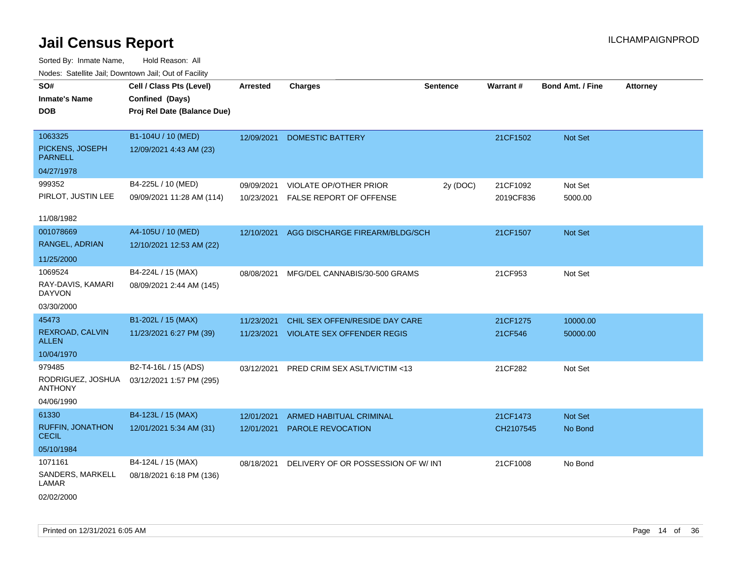# Jail Census Report

ILCHAMPAIGNPROD

Sorted By: Inmate Name, Hold Reason: All

Nodes: Satellite Jail; Downtown Jail; Out of Facility

| SO# / Inmate's Name / DOB | Cell / Class Pts (Level) / Confined (Days) / Proj Rel Date (Balance Due) | Arrested | Charges | Sentence | Warrant # | Bond Amt. / Fine | Attorney |
|---|---|---|---|---|---|---|---|
| 1063325<br>PICKENS, JOSEPH PARNELL<br>04/27/1978 | B1-104U / 10 (MED)<br>12/09/2021 4:43 AM (23) | 12/09/2021 | DOMESTIC BATTERY | | 21CF1502 | Not Set | |
| 999352<br>PIRLOT, JUSTIN LEE<br>11/08/1982 | B4-225L / 10 (MED)<br>09/09/2021 11:28 AM (114) | 09/09/2021 | VIOLATE OP/OTHER PRIOR | 2y (DOC) | 21CF1092 | Not Set | |
| | | 10/23/2021 | FALSE REPORT OF OFFENSE | | 2019CF836 | 5000.00 | |
| 001078669<br>RANGEL, ADRIAN<br>11/25/2000 | A4-105U / 10 (MED)<br>12/10/2021 12:53 AM (22) | 12/10/2021 | AGG DISCHARGE FIREARM/BLDG/SCH | | 21CF1507 | Not Set | |
| 1069524<br>RAY-DAVIS, KAMARI DAYVON<br>03/30/2000 | B4-224L / 15 (MAX)<br>08/09/2021 2:44 AM (145) | 08/08/2021 | MFG/DEL CANNABIS/30-500 GRAMS | | 21CF953 | Not Set | |
| 45473<br>REXROAD, CALVIN ALLEN<br>10/04/1970 | B1-202L / 15 (MAX)<br>11/23/2021 6:27 PM (39) | 11/23/2021 | CHIL SEX OFFEN/RESIDE DAY CARE | | 21CF1275 | 10000.00 | |
| | | 11/23/2021 | VIOLATE SEX OFFENDER REGIS | | 21CF546 | 50000.00 | |
| 979485<br>RODRIGUEZ, JOSHUA ANTHONY<br>04/06/1990 | B2-T4-16L / 15 (ADS)<br>03/12/2021 1:57 PM (295) | 03/12/2021 | PRED CRIM SEX ASLT/VICTIM <13 | | 21CF282 | Not Set | |
| 61330<br>RUFFIN, JONATHON CECIL<br>05/10/1984 | B4-123L / 15 (MAX)<br>12/01/2021 5:34 AM (31) | 12/01/2021 | ARMED HABITUAL CRIMINAL | | 21CF1473 | Not Set | |
| | | 12/01/2021 | PAROLE REVOCATION | | CH2107545 | No Bond | |
| 1071161<br>SANDERS, MARKELL LAMAR<br>02/02/2000 | B4-124L / 15 (MAX)<br>08/18/2021 6:18 PM (136) | 08/18/2021 | DELIVERY OF OR POSSESSION OF W/ INT | | 21CF1008 | No Bond | |

Printed on 12/31/2021 6:05 AM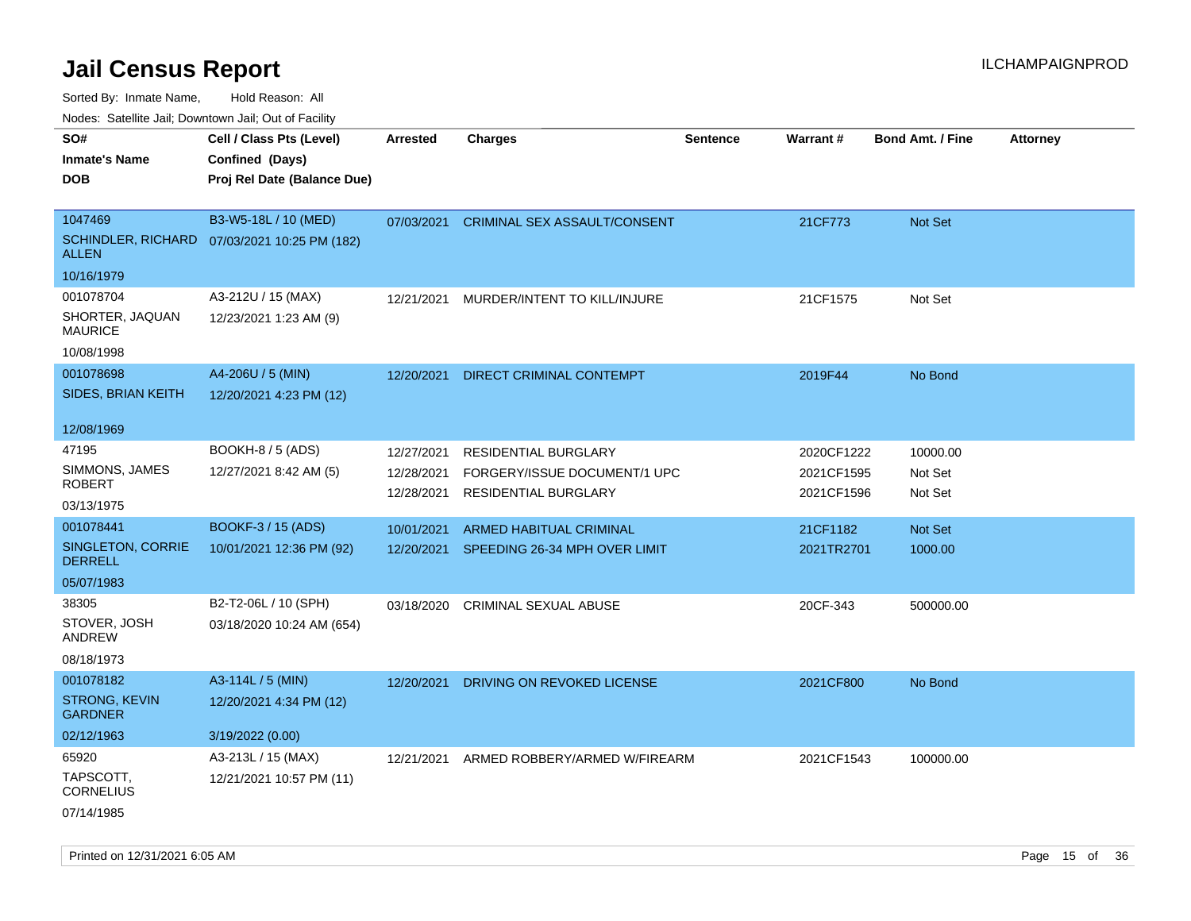# Jail Census Report

ILCHAMPAIGNPROD

Sorted By: Inmate Name, Hold Reason: All

Nodes: Satellite Jail; Downtown Jail; Out of Facility

| SO# / Inmate's Name / DOB | Cell / Class Pts (Level) / Confined (Days) / Proj Rel Date (Balance Due) | Arrested | Charges | Sentence | Warrant # | Bond Amt. / Fine | Attorney |
|---|---|---|---|---|---|---|---|
| 1047469<br>SCHINDLER, RICHARD ALLEN<br>10/16/1979 | B3-W5-18L / 10 (MED)<br>07/03/2021 10:25 PM (182) | 07/03/2021 | CRIMINAL SEX ASSAULT/CONSENT | | 21CF773 | Not Set | |
| 001078704<br>SHORTER, JAQUAN MAURICE<br>10/08/1998 | A3-212U / 15 (MAX)<br>12/23/2021 1:23 AM (9) | 12/21/2021 | MURDER/INTENT TO KILL/INJURE | | 21CF1575 | Not Set | |
| 001078698<br>SIDES, BRIAN KEITH<br>12/08/1969 | A4-206U / 5 (MIN)<br>12/20/2021 4:23 PM (12) | 12/20/2021 | DIRECT CRIMINAL CONTEMPT | | 2019F44 | No Bond | |
| 47195<br>SIMMONS, JAMES ROBERT<br>03/13/1975 | BOOKH-8 / 5 (ADS)<br>12/27/2021 8:42 AM (5) | 12/27/2021<br>12/28/2021<br>12/28/2021 | RESIDENTIAL BURGLARY<br>FORGERY/ISSUE DOCUMENT/1 UPC<br>RESIDENTIAL BURGLARY | | 2020CF1222<br>2021CF1595<br>2021CF1596 | 10000.00<br>Not Set<br>Not Set | |
| 001078441<br>SINGLETON, CORRIE DERRELL<br>05/07/1983 | BOOKF-3 / 15 (ADS)<br>10/01/2021 12:36 PM (92) | 10/01/2021<br>12/20/2021 | ARMED HABITUAL CRIMINAL<br>SPEEDING 26-34 MPH OVER LIMIT | | 21CF1182<br>2021TR2701 | Not Set<br>1000.00 | |
| 38305<br>STOVER, JOSH ANDREW<br>08/18/1973 | B2-T2-06L / 10 (SPH)<br>03/18/2020 10:24 AM (654) | 03/18/2020 | CRIMINAL SEXUAL ABUSE | | 20CF-343 | 500000.00 | |
| 001078182<br>STRONG, KEVIN GARDNER<br>02/12/1963 | A3-114L / 5 (MIN)<br>12/20/2021 4:34 PM (12)<br>3/19/2022 (0.00) | 12/20/2021 | DRIVING ON REVOKED LICENSE | | 2021CF800 | No Bond | |
| 65920<br>TAPSCOTT, CORNELIUS<br>07/14/1985 | A3-213L / 15 (MAX)<br>12/21/2021 10:57 PM (11) | 12/21/2021 | ARMED ROBBERY/ARMED W/FIREARM | | 2021CF1543 | 100000.00 | |

Printed on 12/31/2021 6:05 AM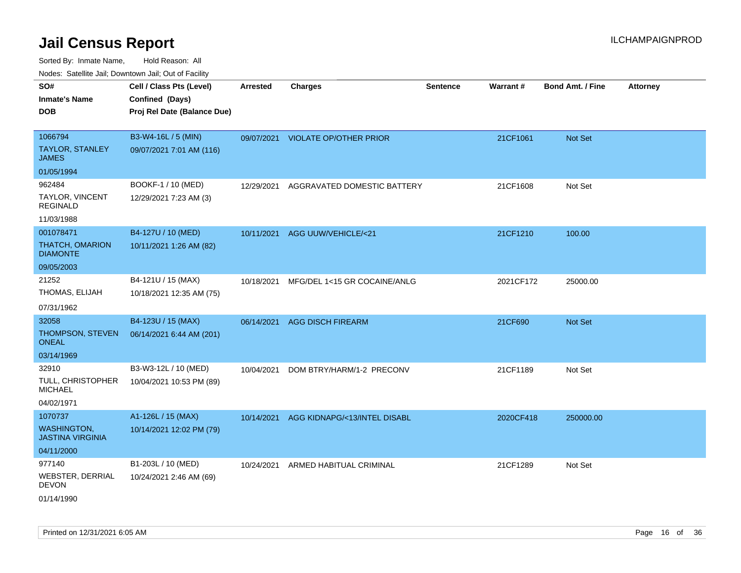# Jail Census Report

Sorted By: Inmate Name, Hold Reason: All

Nodes: Satellite Jail; Downtown Jail; Out of Facility

| SO# / Inmate's Name / DOB | Cell / Class Pts (Level) / Confined (Days) / Proj Rel Date (Balance Due) | Arrested | Charges | Sentence | Warrant # | Bond Amt. / Fine | Attorney |
|---|---|---|---|---|---|---|---|
| 1066794 TAYLOR, STANLEY JAMES 01/05/1994 | B3-W4-16L / 5 (MIN) 09/07/2021 7:01 AM (116) | 09/07/2021 | VIOLATE OP/OTHER PRIOR | | 21CF1061 | Not Set | |
| 962484 TAYLOR, VINCENT REGINALD 11/03/1988 | BOOKF-1 / 10 (MED) 12/29/2021 7:23 AM (3) | 12/29/2021 | AGGRAVATED DOMESTIC BATTERY | | 21CF1608 | Not Set | |
| 001078471 THATCH, OMARION DIAMONTE 09/05/2003 | B4-127U / 10 (MED) 10/11/2021 1:26 AM (82) | 10/11/2021 | AGG UUW/VEHICLE/<21 | | 21CF1210 | 100.00 | |
| 21252 THOMAS, ELIJAH 07/31/1962 | B4-121U / 15 (MAX) 10/18/2021 12:35 AM (75) | 10/18/2021 | MFG/DEL 1<15 GR COCAINE/ANLG | | 2021CF172 | 25000.00 | |
| 32058 THOMPSON, STEVEN ONEAL 03/14/1969 | B4-123U / 15 (MAX) 06/14/2021 6:44 AM (201) | 06/14/2021 | AGG DISCH FIREARM | | 21CF690 | Not Set | |
| 32910 TULL, CHRISTOPHER MICHAEL 04/02/1971 | B3-W3-12L / 10 (MED) 10/04/2021 10:53 PM (89) | 10/04/2021 | DOM BTRY/HARM/1-2 PRECONV | | 21CF1189 | Not Set | |
| 1070737 WASHINGTON, JASTINA VIRGINIA 04/11/2000 | A1-126L / 15 (MAX) 10/14/2021 12:02 PM (79) | 10/14/2021 | AGG KIDNAPG/<13/INTEL DISABL | | 2020CF418 | 250000.00 | |
| 977140 WEBSTER, DERRIAL DEVON 01/14/1990 | B1-203L / 10 (MED) 10/24/2021 2:46 AM (69) | 10/24/2021 | ARMED HABITUAL CRIMINAL | | 21CF1289 | Not Set | |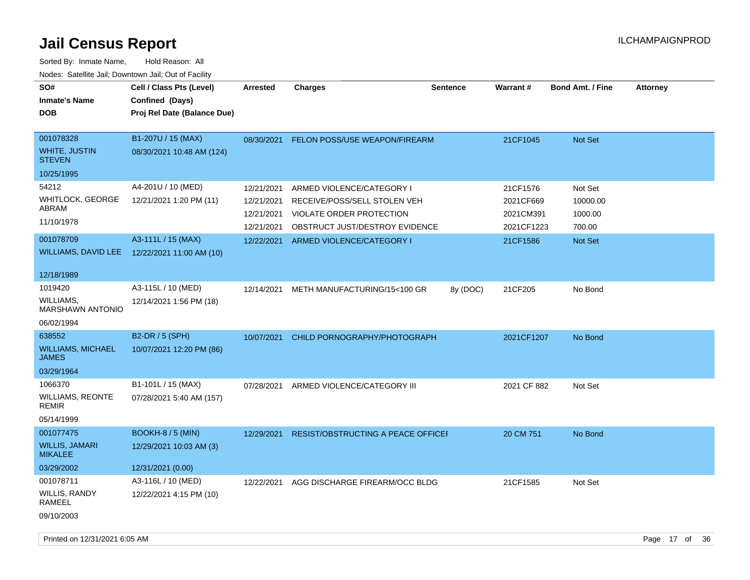# Jail Census Report

ILCHAMPAIGNPROD

Sorted By: Inmate Name, Hold Reason: All

Nodes: Satellite Jail; Downtown Jail; Out of Facility

| SO# / Inmate's Name / DOB | Cell / Class Pts (Level) / Confined (Days) / Proj Rel Date (Balance Due) | Arrested | Charges | Sentence | Warrant # | Bond Amt. / Fine | Attorney |
|---|---|---|---|---|---|---|---|
| 001078328 WHITE, JUSTIN STEVEN 10/25/1995 | B1-207U / 15 (MAX) 08/30/2021 10:48 AM (124) | 08/30/2021 | FELON POSS/USE WEAPON/FIREARM | | 21CF1045 | Not Set | |
| 54212 WHITLOCK, GEORGE ABRAM 11/10/1978 | A4-201U / 10 (MED) 12/21/2021 1:20 PM (11) | 12/21/2021 | ARMED VIOLENCE/CATEGORY I | | 21CF1576 | Not Set | |
| | | 12/21/2021 | RECEIVE/POSS/SELL STOLEN VEH | | 2021CF669 | 10000.00 | |
| | | 12/21/2021 | VIOLATE ORDER PROTECTION | | 2021CM391 | 1000.00 | |
| | | 12/21/2021 | OBSTRUCT JUST/DESTROY EVIDENCE | | 2021CF1223 | 700.00 | |
| 001078709 WILLIAMS, DAVID LEE 12/18/1989 | A3-111L / 15 (MAX) 12/22/2021 11:00 AM (10) | 12/22/2021 | ARMED VIOLENCE/CATEGORY I | | 21CF1586 | Not Set | |
| 1019420 WILLIAMS, MARSHAWN ANTONIO 06/02/1994 | A3-115L / 10 (MED) 12/14/2021 1:56 PM (18) | 12/14/2021 | METH MANUFACTURING/15<100 GR | 8y (DOC) | 21CF205 | No Bond | |
| 638552 WILLIAMS, MICHAEL JAMES 03/29/1964 | B2-DR / 5 (SPH) 10/07/2021 12:20 PM (86) | 10/07/2021 | CHILD PORNOGRAPHY/PHOTOGRAPH | | 2021CF1207 | No Bond | |
| 1066370 WILLIAMS, REONTE REMIR 05/14/1999 | B1-101L / 15 (MAX) 07/28/2021 5:40 AM (157) | 07/28/2021 | ARMED VIOLENCE/CATEGORY III | | 2021 CF 882 | Not Set | |
| 001077475 WILLIS, JAMARI MIKALEE 03/29/2002 | BOOKH-8 / 5 (MIN) 12/29/2021 10:03 AM (3) 12/31/2021 (0.00) | 12/29/2021 | RESIST/OBSTRUCTING A PEACE OFFICEI | | 20 CM 751 | No Bond | |
| 001078711 WILLIS, RANDY RAMEEL 09/10/2003 | A3-116L / 10 (MED) 12/22/2021 4:15 PM (10) | 12/22/2021 | AGG DISCHARGE FIREARM/OCC BLDG | | 21CF1585 | Not Set | |

Printed on 12/31/2021 6:05 AM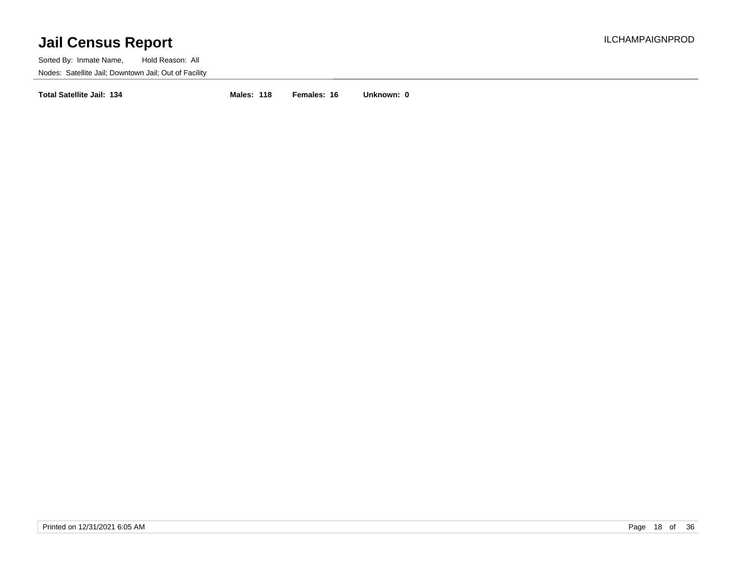# Jail Census Report

ILCHAMPAIGNPROD

Sorted By: Inmate Name, Hold Reason: All

Nodes: Satellite Jail; Downtown Jail; Out of Facility

**Total Satellite Jail: 134** **Males: 118** **Females: 16** **Unknown: 0**

Printed on 12/31/2021 6:05 AM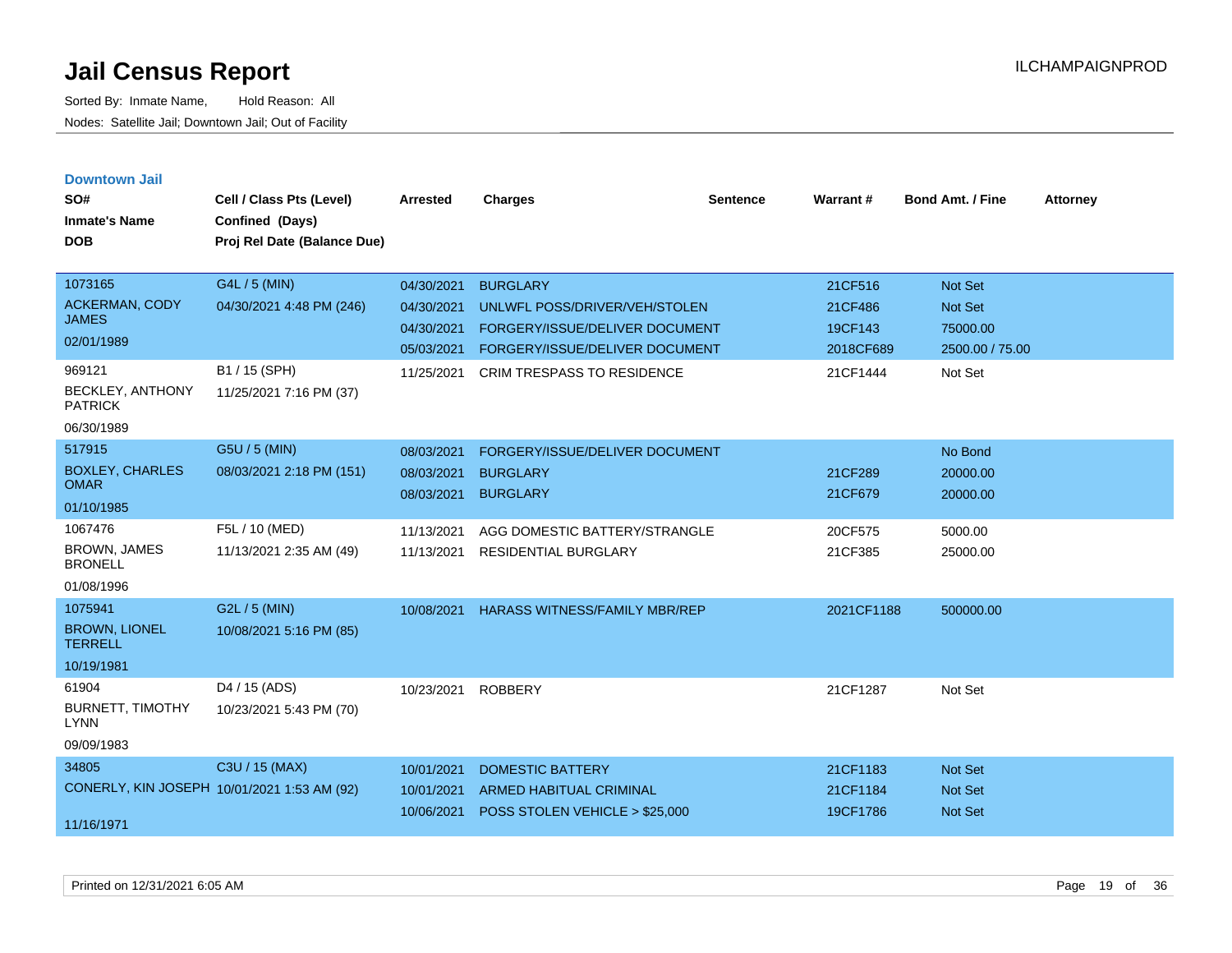# Jail Census Report

Sorted By: Inmate Name, Hold Reason: All

Nodes: Satellite Jail; Downtown Jail; Out of Facility

ILCHAMPAIGNPROD

## Downtown Jail

| SO# / Inmate's Name / DOB | Cell / Class Pts (Level) / Confined (Days) / Proj Rel Date (Balance Due) | Arrested | Charges | Sentence | Warrant # | Bond Amt. / Fine | Attorney |
|---|---|---|---|---|---|---|---|
| 1073165 ACKERMAN, CODY JAMES 02/01/1989 | G4L / 5 (MIN) 04/30/2021 4:48 PM (246) | 04/30/2021 | BURGLARY | | 21CF516 | Not Set | |
| | | 04/30/2021 | UNLWFL POSS/DRIVER/VEH/STOLEN | | 21CF486 | Not Set | |
| | | 04/30/2021 | FORGERY/ISSUE/DELIVER DOCUMENT | | 19CF143 | 75000.00 | |
| | | 05/03/2021 | FORGERY/ISSUE/DELIVER DOCUMENT | | 2018CF689 | 2500.00 / 75.00 | |
| 969121 BECKLEY, ANTHONY PATRICK 06/30/1989 | B1 / 15 (SPH) 11/25/2021 7:16 PM (37) | 11/25/2021 | CRIM TRESPASS TO RESIDENCE | | 21CF1444 | Not Set | |
| 517915 BOXLEY, CHARLES OMAR 01/10/1985 | G5U / 5 (MIN) 08/03/2021 2:18 PM (151) | 08/03/2021 | FORGERY/ISSUE/DELIVER DOCUMENT | | | No Bond | |
| | | 08/03/2021 | BURGLARY | | 21CF289 | 20000.00 | |
| | | 08/03/2021 | BURGLARY | | 21CF679 | 20000.00 | |
| 1067476 BROWN, JAMES BRONELL 01/08/1996 | F5L / 10 (MED) 11/13/2021 2:35 AM (49) | 11/13/2021 | AGG DOMESTIC BATTERY/STRANGLE | | 20CF575 | 5000.00 | |
| | | 11/13/2021 | RESIDENTIAL BURGLARY | | 21CF385 | 25000.00 | |
| 1075941 BROWN, LIONEL TERRELL 10/19/1981 | G2L / 5 (MIN) 10/08/2021 5:16 PM (85) | 10/08/2021 | HARASS WITNESS/FAMILY MBR/REP | | 2021CF1188 | 500000.00 | |
| 61904 BURNETT, TIMOTHY LYNN 09/09/1983 | D4 / 15 (ADS) 10/23/2021 5:43 PM (70) | 10/23/2021 | ROBBERY | | 21CF1287 | Not Set | |
| 34805 CONERLY, KIN JOSEPH 11/16/1971 | C3U / 15 (MAX) 10/01/2021 1:53 AM (92) | 10/01/2021 | DOMESTIC BATTERY | | 21CF1183 | Not Set | |
| | | 10/01/2021 | ARMED HABITUAL CRIMINAL | | 21CF1184 | Not Set | |
| | | 10/06/2021 | POSS STOLEN VEHICLE > $25,000 | | 19CF1786 | Not Set | |

Printed on 12/31/2021 6:05 AM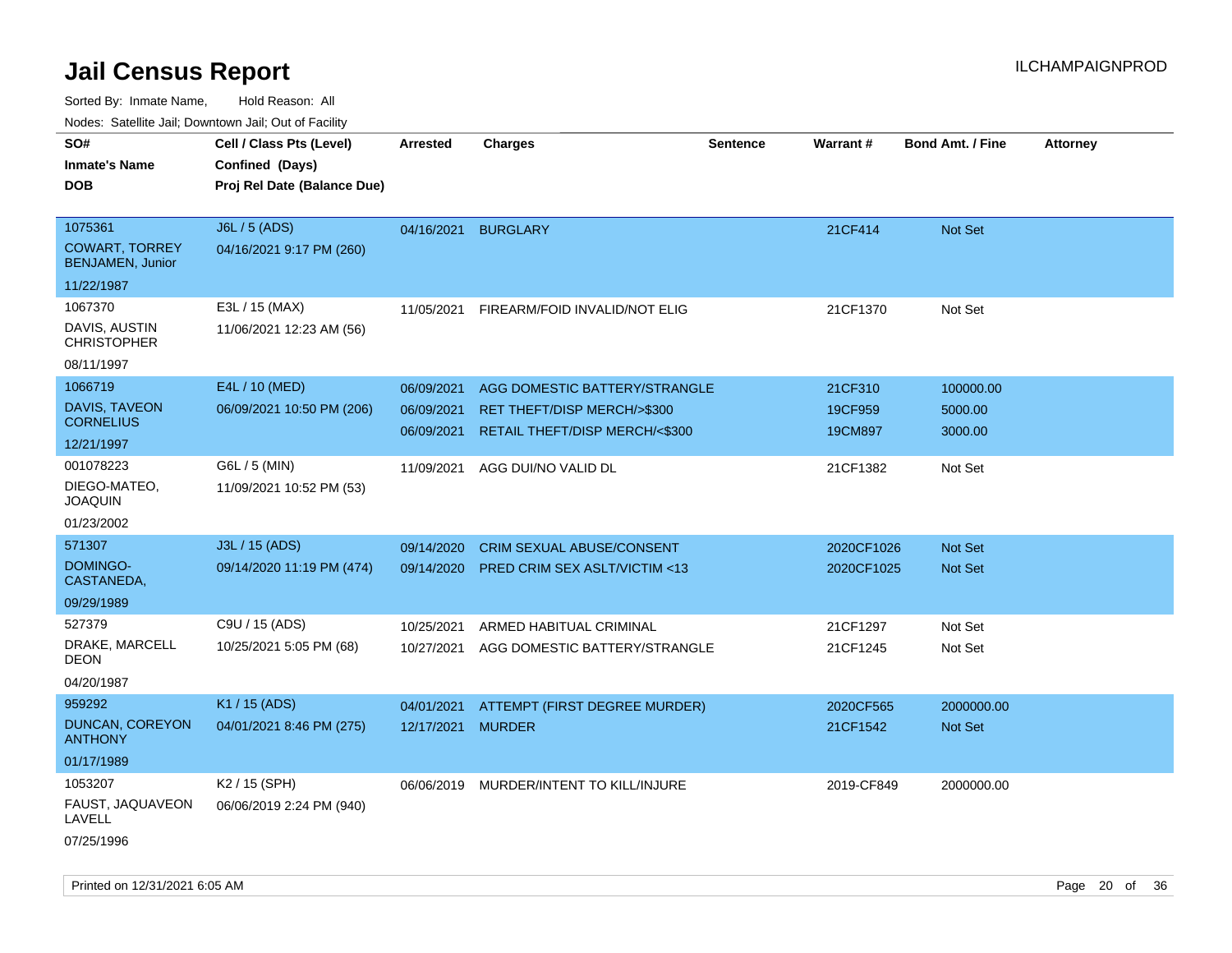# Jail Census Report

Sorted By: Inmate Name, Hold Reason: All

Nodes: Satellite Jail; Downtown Jail; Out of Facility

| SO# / Inmate's Name / DOB | Cell / Class Pts (Level) / Confined (Days) / Proj Rel Date (Balance Due) | Arrested | Charges | Sentence | Warrant # | Bond Amt. / Fine | Attorney |
|---|---|---|---|---|---|---|---|
| 1075361<br>COWART, TORREY BENJAMEN, Junior<br>11/22/1987 | J6L / 5 (ADS)<br>04/16/2021 9:17 PM (260) | 04/16/2021 | BURGLARY | | 21CF414 | Not Set | |
| 1067370<br>DAVIS, AUSTIN CHRISTOPHER<br>08/11/1997 | E3L / 15 (MAX)<br>11/06/2021 12:23 AM (56) | 11/05/2021 | FIREARM/FOID INVALID/NOT ELIG | | 21CF1370 | Not Set | |
| 1066719<br>DAVIS, TAVEON CORNELIUS<br>12/21/1997 | E4L / 10 (MED)<br>06/09/2021 10:50 PM (206) | 06/09/2021<br>06/09/2021<br>06/09/2021 | AGG DOMESTIC BATTERY/STRANGLE<br>RET THEFT/DISP MERCH/>$300<br>RETAIL THEFT/DISP MERCH/<$300 | | 21CF310<br>19CF959<br>19CM897 | 100000.00<br>5000.00<br>3000.00 | |
| 001078223<br>DIEGO-MATEO, JOAQUIN<br>01/23/2002 | G6L / 5 (MIN)<br>11/09/2021 10:52 PM (53) | 11/09/2021 | AGG DUI/NO VALID DL | | 21CF1382 | Not Set | |
| 571307<br>DOMINGO-CASTANEDA,<br>09/29/1989 | J3L / 15 (ADS)<br>09/14/2020 11:19 PM (474) | 09/14/2020<br>09/14/2020 | CRIM SEXUAL ABUSE/CONSENT<br>PRED CRIM SEX ASLT/VICTIM <13 | | 2020CF1026<br>2020CF1025 | Not Set<br>Not Set | |
| 527379<br>DRAKE, MARCELL DEON<br>04/20/1987 | C9U / 15 (ADS)<br>10/25/2021 5:05 PM (68) | 10/25/2021<br>10/27/2021 | ARMED HABITUAL CRIMINAL<br>AGG DOMESTIC BATTERY/STRANGLE | | 21CF1297<br>21CF1245 | Not Set<br>Not Set | |
| 959292<br>DUNCAN, COREYON ANTHONY<br>01/17/1989 | K1 / 15 (ADS)<br>04/01/2021 8:46 PM (275) | 04/01/2021<br>12/17/2021 | ATTEMPT (FIRST DEGREE MURDER)<br>MURDER | | 2020CF565<br>21CF1542 | 2000000.00<br>Not Set | |
| 1053207<br>FAUST, JAQUAVEON LAVELL<br>07/25/1996 | K2 / 15 (SPH)<br>06/06/2019 2:24 PM (940) | 06/06/2019 | MURDER/INTENT TO KILL/INJURE | | 2019-CF849 | 2000000.00 | |

Printed on 12/31/2021 6:05 AM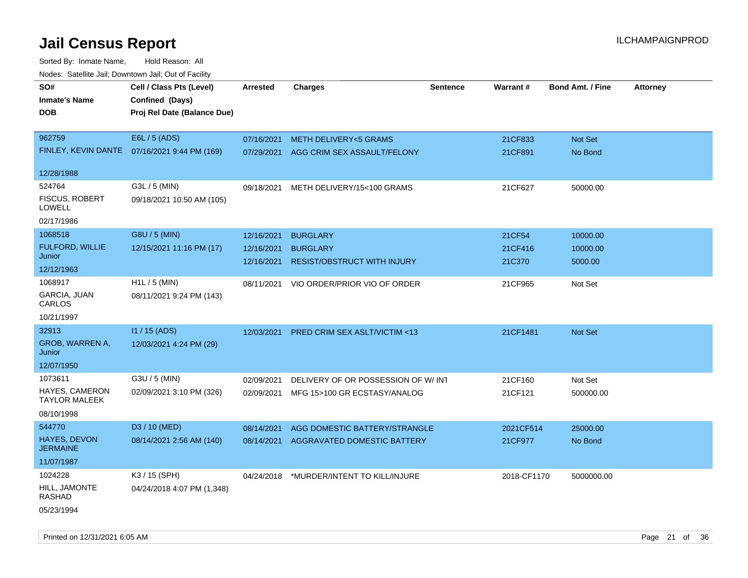# Jail Census Report

ILCHAMPAIGNPROD

Sorted By: Inmate Name, Hold Reason: All

Nodes: Satellite Jail; Downtown Jail; Out of Facility

| SO# / Inmate's Name / DOB | Cell / Class Pts (Level) / Confined (Days) / Proj Rel Date (Balance Due) | Arrested | Charges | Sentence | Warrant # | Bond Amt. / Fine | Attorney |
|---|---|---|---|---|---|---|---|
| 962759<br>FINLEY, KEVIN DANTE<br>12/28/1988 | E6L / 5 (ADS)<br>07/16/2021 9:44 PM (169) | 07/16/2021<br>07/29/2021 | METH DELIVERY<5 GRAMS<br>AGG CRIM SEX ASSAULT/FELONY | | 21CF833<br>21CF891 | Not Set<br>No Bond | |
| 524764<br>FISCUS, ROBERT LOWELL<br>02/17/1986 | G3L / 5 (MIN)<br>09/18/2021 10:50 AM (105) | 09/18/2021 | METH DELIVERY/15<100 GRAMS | | 21CF627 | 50000.00 | |
| 1068518<br>FULFORD, WILLIE Junior<br>12/12/1963 | G8U / 5 (MIN)<br>12/15/2021 11:16 PM (17) | 12/16/2021<br>12/16/2021<br>12/16/2021 | BURGLARY<br>BURGLARY<br>RESIST/OBSTRUCT WITH INJURY | | 21CF54<br>21CF416<br>21C370 | 10000.00<br>10000.00<br>5000.00 | |
| 1068917<br>GARCIA, JUAN CARLOS<br>10/21/1997 | H1L / 5 (MIN)<br>08/11/2021 9:24 PM (143) | 08/11/2021 | VIO ORDER/PRIOR VIO OF ORDER | | 21CF965 | Not Set | |
| 32913<br>GROB, WARREN A, Junior<br>12/07/1950 | I1 / 15 (ADS)<br>12/03/2021 4:24 PM (29) | 12/03/2021 | PRED CRIM SEX ASLT/VICTIM <13 | | 21CF1481 | Not Set | |
| 1073611<br>HAYES, CAMERON TAYLOR MALEEK<br>08/10/1998 | G3U / 5 (MIN)<br>02/09/2021 3:10 PM (326) | 02/09/2021<br>02/09/2021 | DELIVERY OF OR POSSESSION OF W/ INT<br>MFG 15>100 GR ECSTASY/ANALOG | | 21CF160<br>21CF121 | Not Set<br>500000.00 | |
| 544770<br>HAYES, DEVON JERMAINE<br>11/07/1987 | D3 / 10 (MED)<br>08/14/2021 2:56 AM (140) | 08/14/2021<br>08/14/2021 | AGG DOMESTIC BATTERY/STRANGLE<br>AGGRAVATED DOMESTIC BATTERY | | 2021CF514<br>21CF977 | 25000.00<br>No Bond | |
| 1024228<br>HILL, JAMONTE RASHAD<br>05/23/1994 | K3 / 15 (SPH)<br>04/24/2018 4:07 PM (1,348) | 04/24/2018 | *MURDER/INTENT TO KILL/INJURE | | 2018-CF1170 | 5000000.00 | |

Printed on 12/31/2021 6:05 AM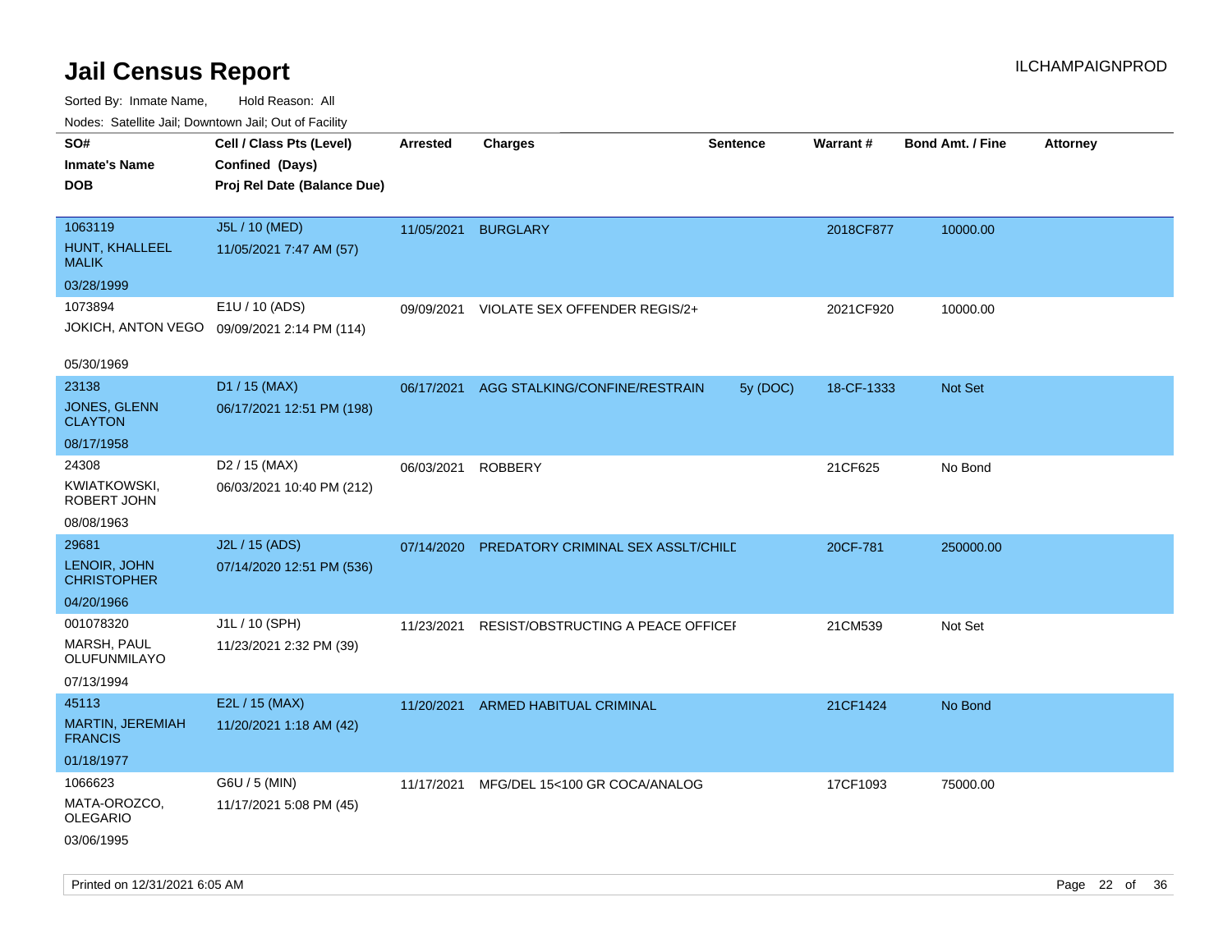# Jail Census Report

ILCHAMPAIGNPROD

Sorted By: Inmate Name, Hold Reason: All

Nodes: Satellite Jail; Downtown Jail; Out of Facility

| SO#<br>Inmate's Name<br>DOB | Cell / Class Pts (Level)<br>Confined (Days)<br>Proj Rel Date (Balance Due) | Arrested | Charges | Sentence | Warrant # | Bond Amt. / Fine | Attorney |
|---|---|---|---|---|---|---|---|
| 1063119<br>HUNT, KHALLEEL MALIK<br>03/28/1999 | J5L / 10 (MED)<br>11/05/2021 7:47 AM (57) | 11/05/2021 | BURGLARY | | 2018CF877 | 10000.00 | |
| 1073894<br>JOKICH, ANTON VEGO<br>05/30/1969 | E1U / 10 (ADS)<br>09/09/2021 2:14 PM (114) | 09/09/2021 | VIOLATE SEX OFFENDER REGIS/2+ | | 2021CF920 | 10000.00 | |
| 23138<br>JONES, GLENN CLAYTON<br>08/17/1958 | D1 / 15 (MAX)<br>06/17/2021 12:51 PM (198) | 06/17/2021 | AGG STALKING/CONFINE/RESTRAIN | 5y (DOC) | 18-CF-1333 | Not Set | |
| 24308<br>KWIATKOWSKI, ROBERT JOHN<br>08/08/1963 | D2 / 15 (MAX)<br>06/03/2021 10:40 PM (212) | 06/03/2021 | ROBBERY | | 21CF625 | No Bond | |
| 29681<br>LENOIR, JOHN CHRISTOPHER<br>04/20/1966 | J2L / 15 (ADS)<br>07/14/2020 12:51 PM (536) | 07/14/2020 | PREDATORY CRIMINAL SEX ASSLT/CHILD | | 20CF-781 | 250000.00 | |
| 001078320<br>MARSH, PAUL OLUFUNMILAYO<br>07/13/1994 | J1L / 10 (SPH)<br>11/23/2021 2:32 PM (39) | 11/23/2021 | RESIST/OBSTRUCTING A PEACE OFFICER | | 21CM539 | Not Set | |
| 45113<br>MARTIN, JEREMIAH FRANCIS<br>01/18/1977 | E2L / 15 (MAX)<br>11/20/2021 1:18 AM (42) | 11/20/2021 | ARMED HABITUAL CRIMINAL | | 21CF1424 | No Bond | |
| 1066623<br>MATA-OROZCO, OLEGARIO<br>03/06/1995 | G6U / 5 (MIN)<br>11/17/2021 5:08 PM (45) | 11/17/2021 | MFG/DEL 15<100 GR COCA/ANALOG | | 17CF1093 | 75000.00 | |

Printed on 12/31/2021 6:05 AM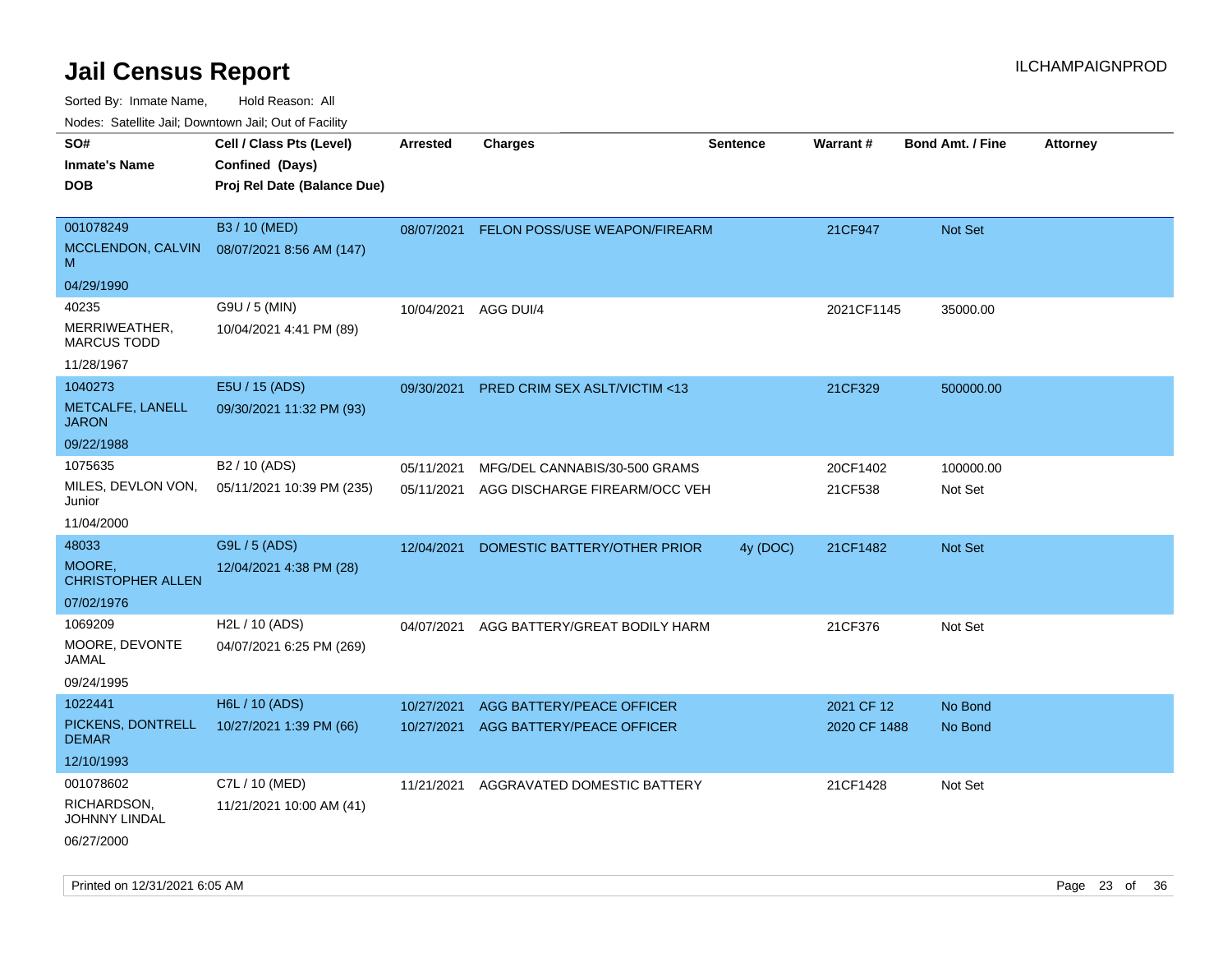# Jail Census Report

Sorted By: Inmate Name, Hold Reason: All

Nodes: Satellite Jail; Downtown Jail; Out of Facility

| SO# / Inmate's Name / DOB | Cell / Class Pts (Level) / Confined (Days) / Proj Rel Date (Balance Due) | Arrested | Charges | Sentence | Warrant # | Bond Amt. / Fine | Attorney |
|---|---|---|---|---|---|---|---|
| 001078249 MCCLENDON, CALVIN M 04/29/1990 | B3 / 10 (MED) 08/07/2021 8:56 AM (147) | 08/07/2021 | FELON POSS/USE WEAPON/FIREARM | | 21CF947 | Not Set | |
| 40235 MERRIWEATHER, MARCUS TODD 11/28/1967 | G9U / 5 (MIN) 10/04/2021 4:41 PM (89) | 10/04/2021 | AGG DUI/4 | | 2021CF1145 | 35000.00 | |
| 1040273 METCALFE, LANELL JARON 09/22/1988 | E5U / 15 (ADS) 09/30/2021 11:32 PM (93) | 09/30/2021 | PRED CRIM SEX ASLT/VICTIM <13 | | 21CF329 | 500000.00 | |
| 1075635 MILES, DEVLON VON, Junior 11/04/2000 | B2 / 10 (ADS) 05/11/2021 10:39 PM (235) | 05/11/2021 | MFG/DEL CANNABIS/30-500 GRAMS | | 20CF1402 | 100000.00 | |
| | | 05/11/2021 | AGG DISCHARGE FIREARM/OCC VEH | | 21CF538 | Not Set | |
| 48033 MOORE, CHRISTOPHER ALLEN 07/02/1976 | G9L / 5 (ADS) 12/04/2021 4:38 PM (28) | 12/04/2021 | DOMESTIC BATTERY/OTHER PRIOR | 4y (DOC) | 21CF1482 | Not Set | |
| 1069209 MOORE, DEVONTE JAMAL 09/24/1995 | H2L / 10 (ADS) 04/07/2021 6:25 PM (269) | 04/07/2021 | AGG BATTERY/GREAT BODILY HARM | | 21CF376 | Not Set | |
| 1022441 PICKENS, DONTRELL DEMAR 12/10/1993 | H6L / 10 (ADS) 10/27/2021 1:39 PM (66) | 10/27/2021 | AGG BATTERY/PEACE OFFICER | | 2021 CF 12 | No Bond | |
| | | 10/27/2021 | AGG BATTERY/PEACE OFFICER | | 2020 CF 1488 | No Bond | |
| 001078602 RICHARDSON, JOHNNY LINDAL 06/27/2000 | C7L / 10 (MED) 11/21/2021 10:00 AM (41) | 11/21/2021 | AGGRAVATED DOMESTIC BATTERY | | 21CF1428 | Not Set | |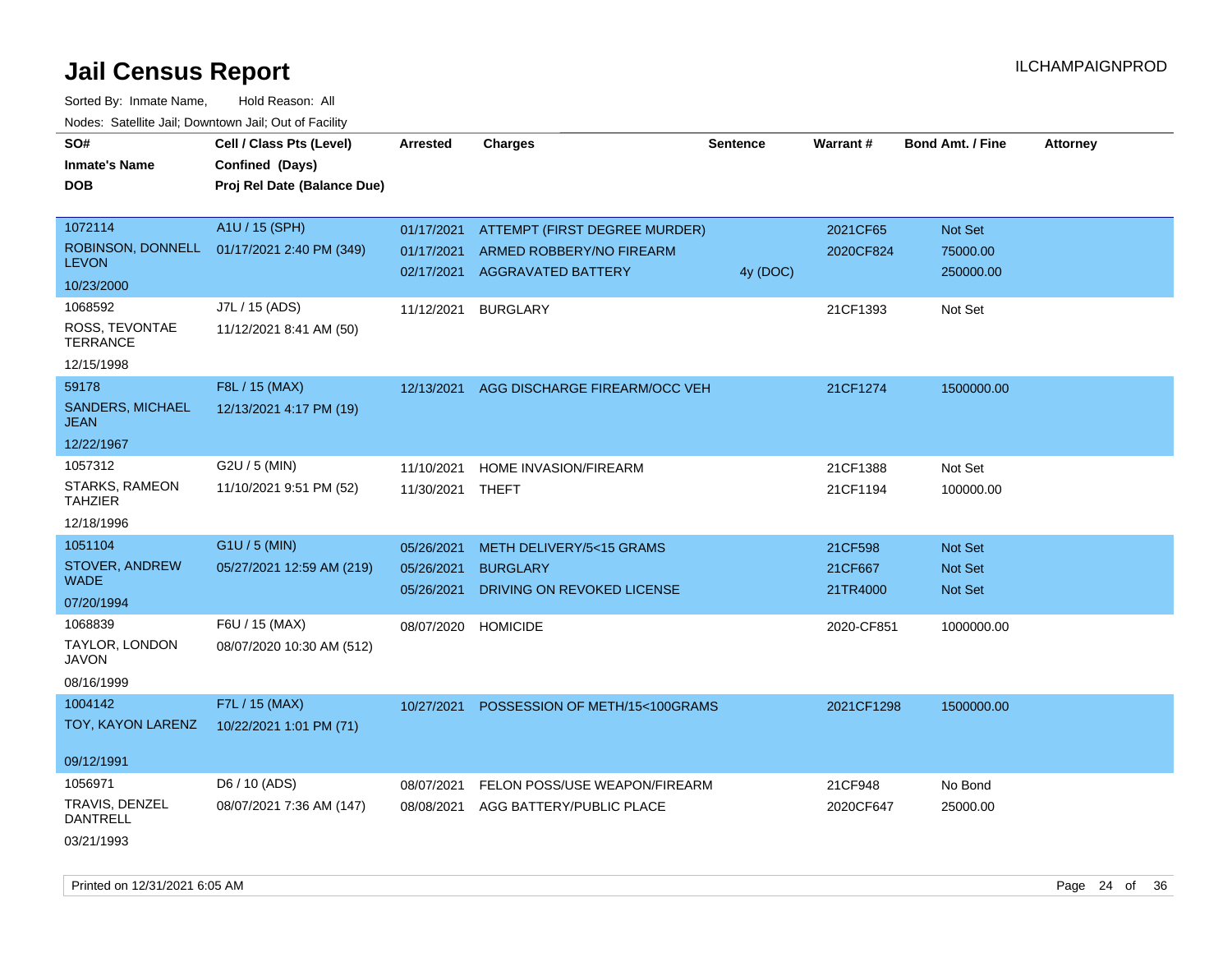# Jail Census Report

ILCHAMPAIGNPROD

Sorted By: Inmate Name,     Hold Reason: All

Nodes: Satellite Jail; Downtown Jail; Out of Facility

| SO# / Inmate's Name / DOB | Cell / Class Pts (Level) / Confined (Days) / Proj Rel Date (Balance Due) | Arrested | Charges | Sentence | Warrant # | Bond Amt. / Fine | Attorney |
|---|---|---|---|---|---|---|---|
| 1072114<br>ROBINSON, DONNELL LEVON<br>10/23/2000 | A1U / 15 (SPH)<br>01/17/2021 2:40 PM (349) | 01/17/2021<br>01/17/2021<br>02/17/2021 | ATTEMPT (FIRST DEGREE MURDER)<br>ARMED ROBBERY/NO FIREARM<br>AGGRAVATED BATTERY | <br><br>4y (DOC) | 2021CF65<br>2020CF824 | Not Set<br>75000.00<br>250000.00 | |
| 1068592<br>ROSS, TEVONTAE TERRANCE<br>12/15/1998 | J7L / 15 (ADS)<br>11/12/2021 8:41 AM (50) | 11/12/2021 | BURGLARY | | 21CF1393 | Not Set | |
| 59178<br>SANDERS, MICHAEL JEAN<br>12/22/1967 | F8L / 15 (MAX)<br>12/13/2021 4:17 PM (19) | 12/13/2021 | AGG DISCHARGE FIREARM/OCC VEH | | 21CF1274 | 1500000.00 | |
| 1057312<br>STARKS, RAMEON TAHZIER<br>12/18/1996 | G2U / 5 (MIN)<br>11/10/2021 9:51 PM (52) | 11/10/2021<br>11/30/2021 | HOME INVASION/FIREARM<br>THEFT | | 21CF1388<br>21CF1194 | Not Set<br>100000.00 | |
| 1051104<br>STOVER, ANDREW WADE<br>07/20/1994 | G1U / 5 (MIN)<br>05/27/2021 12:59 AM (219) | 05/26/2021<br>05/26/2021<br>05/26/2021 | METH DELIVERY/5<15 GRAMS<br>BURGLARY<br>DRIVING ON REVOKED LICENSE | | 21CF598<br>21CF667<br>21TR4000 | Not Set<br>Not Set<br>Not Set | |
| 1068839<br>TAYLOR, LONDON JAVON<br>08/16/1999 | F6U / 15 (MAX)<br>08/07/2020 10:30 AM (512) | 08/07/2020 | HOMICIDE | | 2020-CF851 | 1000000.00 | |
| 1004142<br>TOY, KAYON LARENZ<br>09/12/1991 | F7L / 15 (MAX)<br>10/22/2021 1:01 PM (71) | 10/27/2021 | POSSESSION OF METH/15<100GRAMS | | 2021CF1298 | 1500000.00 | |
| 1056971<br>TRAVIS, DENZEL DANTRELL<br>03/21/1993 | D6 / 10 (ADS)<br>08/07/2021 7:36 AM (147) | 08/07/2021<br>08/08/2021 | FELON POSS/USE WEAPON/FIREARM<br>AGG BATTERY/PUBLIC PLACE | | 21CF948<br>2020CF647 | No Bond<br>25000.00 | |

Printed on 12/31/2021 6:05 AM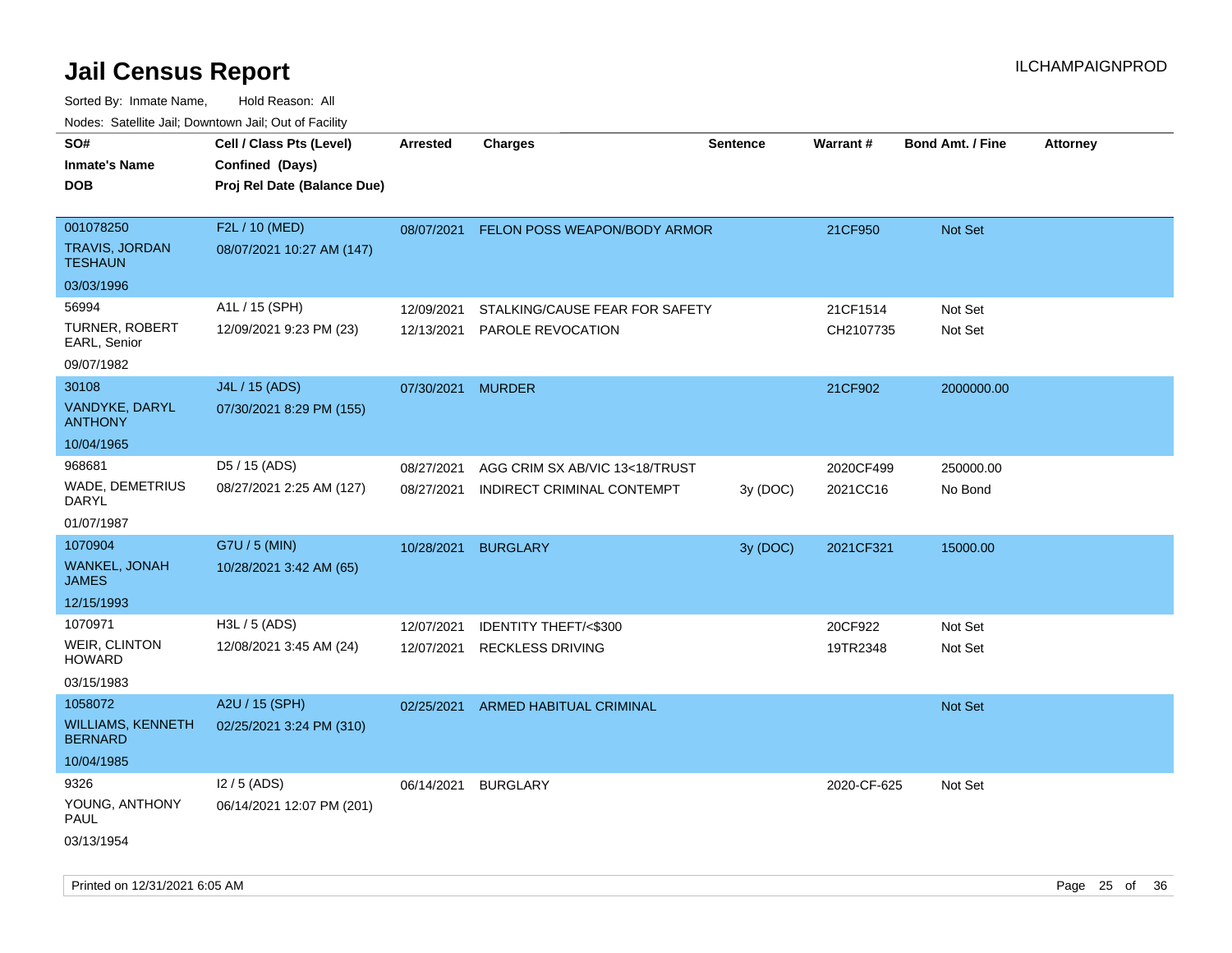# Jail Census Report

Sorted By: Inmate Name, Hold Reason: All

Nodes: Satellite Jail; Downtown Jail; Out of Facility

| SO# / Inmate's Name / DOB | Cell / Class Pts (Level) / Confined (Days) / Proj Rel Date (Balance Due) | Arrested | Charges | Sentence | Warrant # | Bond Amt. / Fine | Attorney |
|---|---|---|---|---|---|---|---|
| 001078250<br>TRAVIS, JORDAN TESHAUN<br>03/03/1996 | F2L / 10 (MED)<br>08/07/2021 10:27 AM (147) | 08/07/2021 | FELON POSS WEAPON/BODY ARMOR | | 21CF950 | Not Set | |
| 56994<br>TURNER, ROBERT EARL, Senior<br>09/07/1982 | A1L / 15 (SPH)<br>12/09/2021 9:23 PM (23) | 12/09/2021<br>12/13/2021 | STALKING/CAUSE FEAR FOR SAFETY<br>PAROLE REVOCATION | | 21CF1514<br>CH2107735 | Not Set<br>Not Set | |
| 30108<br>VANDYKE, DARYL ANTHONY<br>10/04/1965 | J4L / 15 (ADS)<br>07/30/2021 8:29 PM (155) | 07/30/2021 | MURDER | | 21CF902 | 2000000.00 | |
| 968681<br>WADE, DEMETRIUS DARYL<br>01/07/1987 | D5 / 15 (ADS)<br>08/27/2021 2:25 AM (127) | 08/27/2021<br>08/27/2021 | AGG CRIM SX AB/VIC 13<18/TRUST<br>INDIRECT CRIMINAL CONTEMPT | <br>3y (DOC) | 2020CF499<br>2021CC16 | 250000.00<br>No Bond | |
| 1070904<br>WANKEL, JONAH JAMES<br>12/15/1993 | G7U / 5 (MIN)<br>10/28/2021 3:42 AM (65) | 10/28/2021 | BURGLARY | 3y (DOC) | 2021CF321 | 15000.00 | |
| 1070971<br>WEIR, CLINTON HOWARD<br>03/15/1983 | H3L / 5 (ADS)<br>12/08/2021 3:45 AM (24) | 12/07/2021<br>12/07/2021 | IDENTITY THEFT/<$300<br>RECKLESS DRIVING | | 20CF922<br>19TR2348 | Not Set<br>Not Set | |
| 1058072<br>WILLIAMS, KENNETH BERNARD<br>10/04/1985 | A2U / 15 (SPH)<br>02/25/2021 3:24 PM (310) | 02/25/2021 | ARMED HABITUAL CRIMINAL | | | Not Set | |
| 9326<br>YOUNG, ANTHONY PAUL<br>03/13/1954 | I2 / 5 (ADS)<br>06/14/2021 12:07 PM (201) | 06/14/2021 | BURGLARY | | 2020-CF-625 | Not Set | |

Printed on 12/31/2021 6:05 AM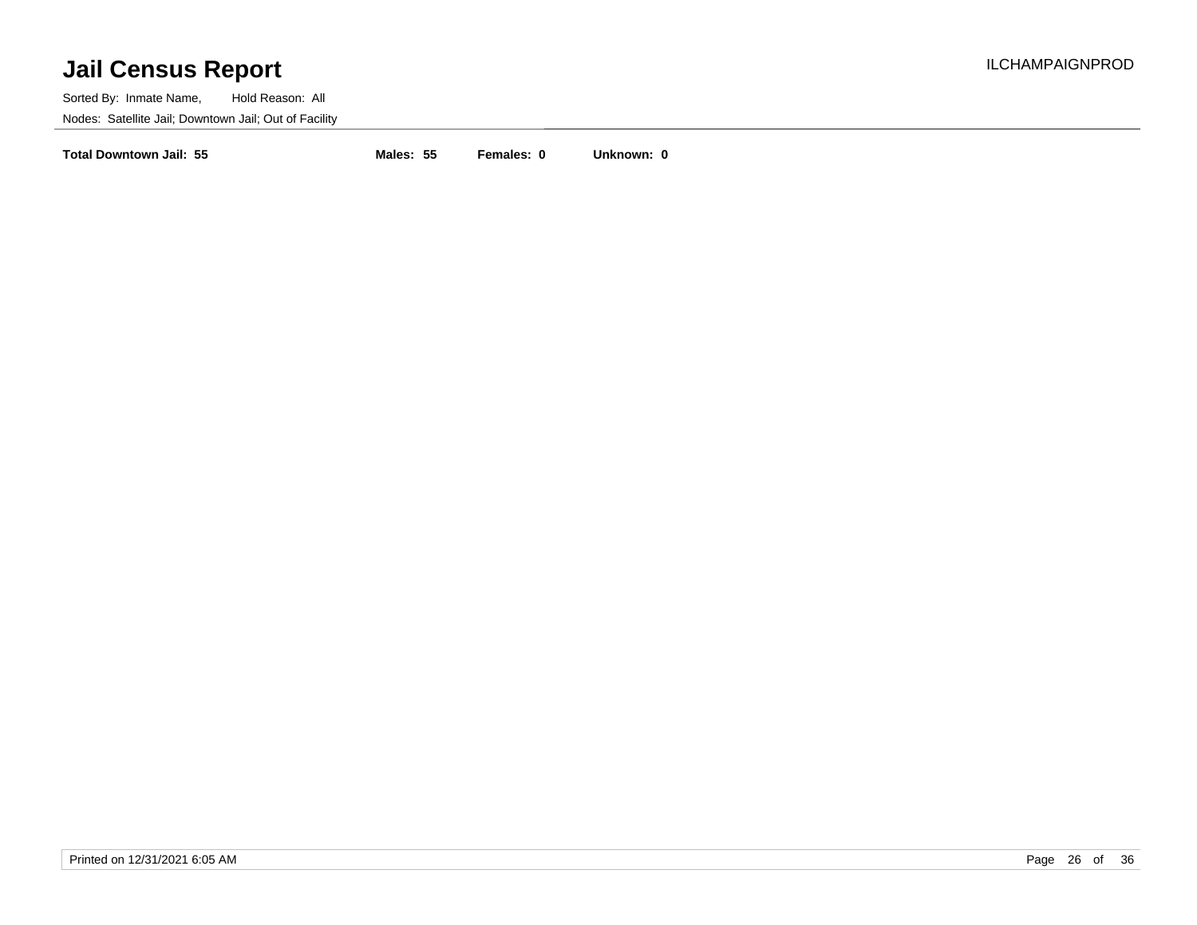# Jail Census Report

ILCHAMPAIGNPROD

Sorted By: Inmate Name, Hold Reason: All

Nodes: Satellite Jail; Downtown Jail; Out of Facility

**Total Downtown Jail: 55** **Males: 55** **Females: 0** **Unknown: 0**

Printed on 12/31/2021 6:05 AM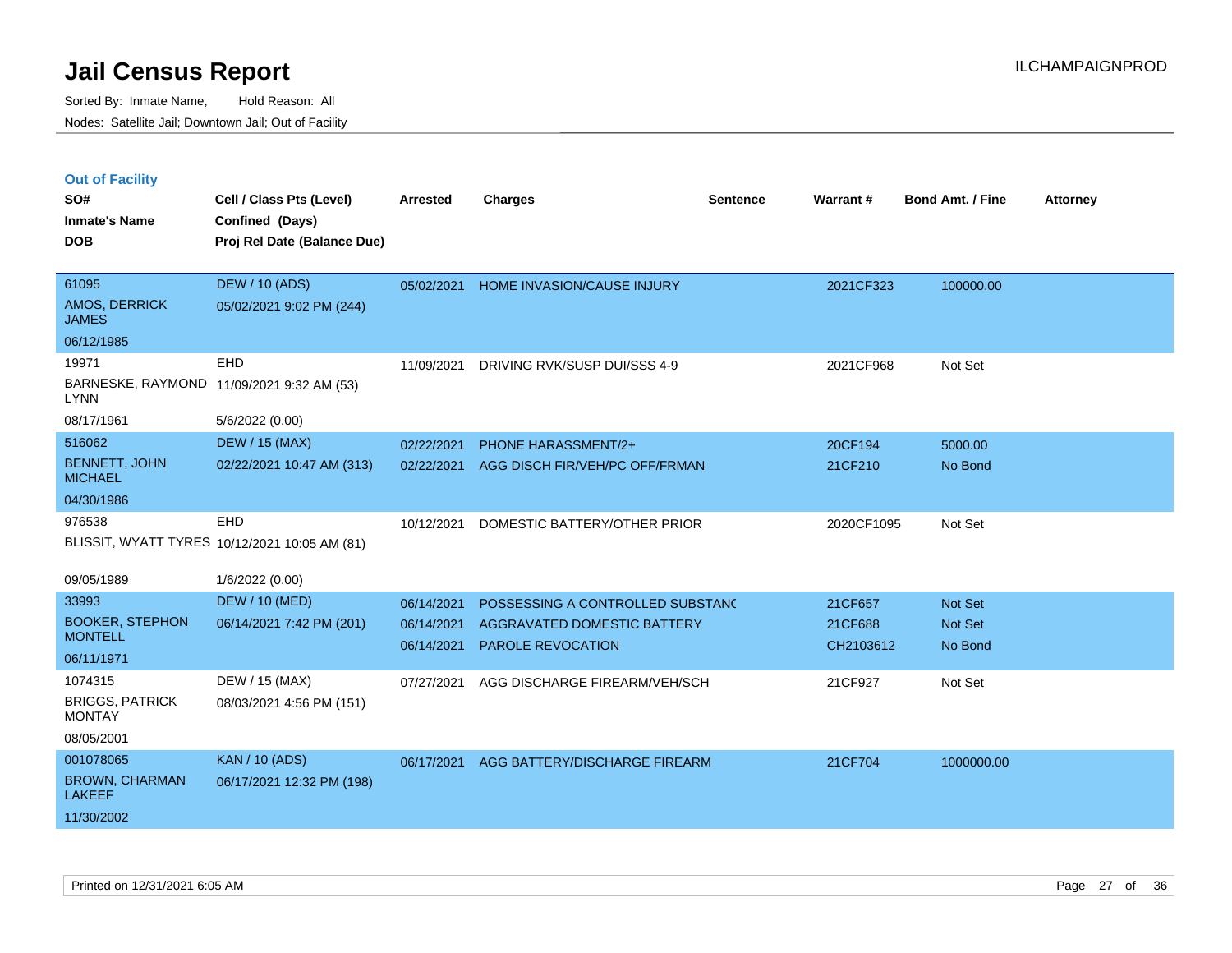# Jail Census Report

Sorted By: Inmate Name, Hold Reason: All

Nodes: Satellite Jail; Downtown Jail; Out of Facility

## Out of Facility

| SO# / Inmate's Name / DOB | Cell / Class Pts (Level) / Confined (Days) / Proj Rel Date (Balance Due) | Arrested | Charges | Sentence | Warrant # | Bond Amt. / Fine | Attorney |
|---|---|---|---|---|---|---|---|
| 61095<br>AMOS, DERRICK JAMES<br>06/12/1985 | DEW / 10 (ADS)<br>05/02/2021 9:02 PM (244) | 05/02/2021 | HOME INVASION/CAUSE INJURY | | 2021CF323 | 100000.00 | |
| 19971<br>BARNESKE, RAYMOND LYNN<br>08/17/1961 | EHD<br>11/09/2021 9:32 AM (53)<br>5/6/2022 (0.00) | 11/09/2021 | DRIVING RVK/SUSP DUI/SSS 4-9 | | 2021CF968 | Not Set | |
| 516062<br>BENNETT, JOHN MICHAEL<br>04/30/1986 | DEW / 15 (MAX)<br>02/22/2021 10:47 AM (313) | 02/22/2021 | PHONE HARASSMENT/2+ | | 20CF194 | 5000.00 | |
| | | 02/22/2021 | AGG DISCH FIR/VEH/PC OFF/FRMAN | | 21CF210 | No Bond | |
| 976538<br>BLISSIT, WYATT TYRES<br>09/05/1989 | EHD<br>10/12/2021 10:05 AM (81)<br>1/6/2022 (0.00) | 10/12/2021 | DOMESTIC BATTERY/OTHER PRIOR | | 2020CF1095 | Not Set | |
| 33993<br>BOOKER, STEPHON MONTELL<br>06/11/1971 | DEW / 10 (MED)<br>06/14/2021 7:42 PM (201) | 06/14/2021 | POSSESSING A CONTROLLED SUBSTANC | | 21CF657 | Not Set | |
| | | 06/14/2021 | AGGRAVATED DOMESTIC BATTERY | | 21CF688 | Not Set | |
| | | 06/14/2021 | PAROLE REVOCATION | | CH2103612 | No Bond | |
| 1074315<br>BRIGGS, PATRICK MONTAY<br>08/05/2001 | DEW / 15 (MAX)<br>08/03/2021 4:56 PM (151) | 07/27/2021 | AGG DISCHARGE FIREARM/VEH/SCH | | 21CF927 | Not Set | |
| 001078065<br>BROWN, CHARMAN LAKEEF<br>11/30/2002 | KAN / 10 (ADS)<br>06/17/2021 12:32 PM (198) | 06/17/2021 | AGG BATTERY/DISCHARGE FIREARM | | 21CF704 | 1000000.00 | |

Printed on 12/31/2021 6:05 AM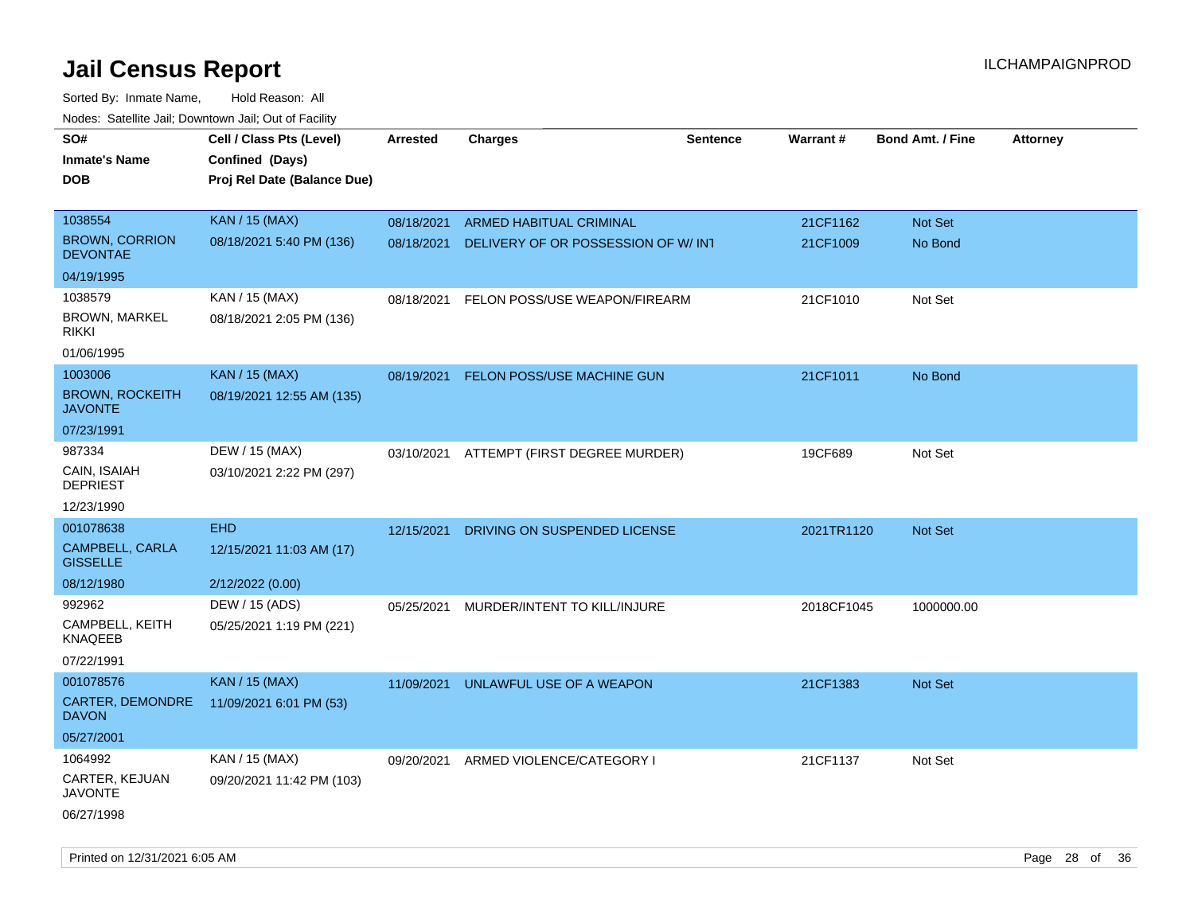# Jail Census Report

ILCHAMPAIGNPROD

Sorted By: Inmate Name, Hold Reason: All

Nodes: Satellite Jail; Downtown Jail; Out of Facility

| SO# / Inmate's Name / DOB | Cell / Class Pts (Level) / Confined (Days) / Proj Rel Date (Balance Due) | Arrested | Charges | Sentence | Warrant # | Bond Amt. / Fine | Attorney |
|---|---|---|---|---|---|---|---|
| 1038554<br>BROWN, CORRION DEVONTAE<br>04/19/1995 | KAN / 15 (MAX)<br>08/18/2021 5:40 PM (136) | 08/18/2021<br>08/18/2021 | ARMED HABITUAL CRIMINAL<br>DELIVERY OF OR POSSESSION OF W/ INT | | 21CF1162<br>21CF1009 | Not Set<br>No Bond | |
| 1038579<br>BROWN, MARKEL RIKKI<br>01/06/1995 | KAN / 15 (MAX)<br>08/18/2021 2:05 PM (136) | 08/18/2021 | FELON POSS/USE WEAPON/FIREARM | | 21CF1010 | Not Set | |
| 1003006<br>BROWN, ROCKEITH JAVONTE<br>07/23/1991 | KAN / 15 (MAX)<br>08/19/2021 12:55 AM (135) | 08/19/2021 | FELON POSS/USE MACHINE GUN | | 21CF1011 | No Bond | |
| 987334<br>CAIN, ISAIAH DEPRIEST<br>12/23/1990 | DEW / 15 (MAX)<br>03/10/2021 2:22 PM (297) | 03/10/2021 | ATTEMPT (FIRST DEGREE MURDER) | | 19CF689 | Not Set | |
| 001078638<br>CAMPBELL, CARLA GISSELLE<br>08/12/1980 | EHD<br>12/15/2021 11:03 AM (17)<br>2/12/2022 (0.00) | 12/15/2021 | DRIVING ON SUSPENDED LICENSE | | 2021TR1120 | Not Set | |
| 992962<br>CAMPBELL, KEITH KNAQEEB<br>07/22/1991 | DEW / 15 (ADS)<br>05/25/2021 1:19 PM (221) | 05/25/2021 | MURDER/INTENT TO KILL/INJURE | | 2018CF1045 | 1000000.00 | |
| 001078576<br>CARTER, DEMONDRE DAVON<br>05/27/2001 | KAN / 15 (MAX)<br>11/09/2021 6:01 PM (53) | 11/09/2021 | UNLAWFUL USE OF A WEAPON | | 21CF1383 | Not Set | |
| 1064992<br>CARTER, KEJUAN JAVONTE<br>06/27/1998 | KAN / 15 (MAX)<br>09/20/2021 11:42 PM (103) | 09/20/2021 | ARMED VIOLENCE/CATEGORY I | | 21CF1137 | Not Set | |

Printed on 12/31/2021 6:05 AM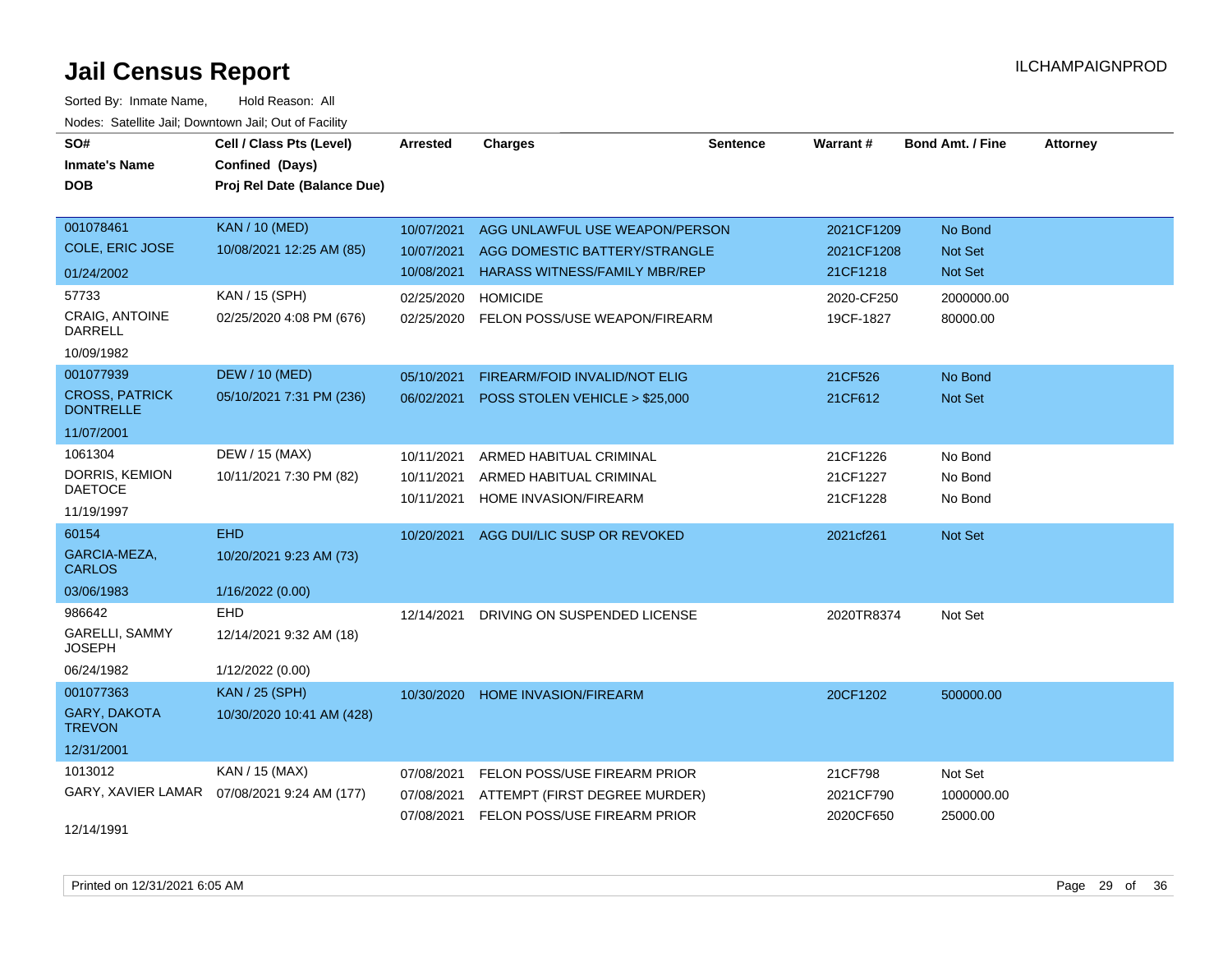# Jail Census Report

ILCHAMPAIGNPROD

Sorted By: Inmate Name, Hold Reason: All

Nodes: Satellite Jail; Downtown Jail; Out of Facility

| SO# / Inmate's Name / DOB | Cell / Class Pts (Level) / Confined (Days) / Proj Rel Date (Balance Due) | Arrested | Charges | Sentence | Warrant # | Bond Amt. / Fine | Attorney |
|---|---|---|---|---|---|---|---|
| 001078461 COLE, ERIC JOSE 01/24/2002 | KAN / 10 (MED) 10/08/2021 12:25 AM (85) | 10/07/2021 | AGG UNLAWFUL USE WEAPON/PERSON | | 2021CF1209 | No Bond | |
| | | 10/07/2021 | AGG DOMESTIC BATTERY/STRANGLE | | 2021CF1208 | Not Set | |
| | | 10/08/2021 | HARASS WITNESS/FAMILY MBR/REP | | 21CF1218 | Not Set | |
| 57733 CRAIG, ANTOINE DARRELL 10/09/1982 | KAN / 15 (SPH) 02/25/2020 4:08 PM (676) | 02/25/2020 | HOMICIDE | | 2020-CF250 | 2000000.00 | |
| | | 02/25/2020 | FELON POSS/USE WEAPON/FIREARM | | 19CF-1827 | 80000.00 | |
| 001077939 CROSS, PATRICK DONTRELLE 11/07/2001 | DEW / 10 (MED) 05/10/2021 7:31 PM (236) | 05/10/2021 | FIREARM/FOID INVALID/NOT ELIG | | 21CF526 | No Bond | |
| | | 06/02/2021 | POSS STOLEN VEHICLE > $25,000 | | 21CF612 | Not Set | |
| 1061304 DORRIS, KEMION DAETOCE 11/19/1997 | DEW / 15 (MAX) 10/11/2021 7:30 PM (82) | 10/11/2021 | ARMED HABITUAL CRIMINAL | | 21CF1226 | No Bond | |
| | | 10/11/2021 | ARMED HABITUAL CRIMINAL | | 21CF1227 | No Bond | |
| | | 10/11/2021 | HOME INVASION/FIREARM | | 21CF1228 | No Bond | |
| 60154 GARCIA-MEZA, CARLOS 03/06/1983 | EHD 10/20/2021 9:23 AM (73) 1/16/2022 (0.00) | 10/20/2021 | AGG DUI/LIC SUSP OR REVOKED | | 2021cf261 | Not Set | |
| 986642 GARELLI, SAMMY JOSEPH 06/24/1982 | EHD 12/14/2021 9:32 AM (18) 1/12/2022 (0.00) | 12/14/2021 | DRIVING ON SUSPENDED LICENSE | | 2020TR8374 | Not Set | |
| 001077363 GARY, DAKOTA TREVON 12/31/2001 | KAN / 25 (SPH) 10/30/2020 10:41 AM (428) | 10/30/2020 | HOME INVASION/FIREARM | | 20CF1202 | 500000.00 | |
| 1013012 GARY, XAVIER LAMAR 12/14/1991 | KAN / 15 (MAX) 07/08/2021 9:24 AM (177) | 07/08/2021 | FELON POSS/USE FIREARM PRIOR | | 21CF798 | Not Set | |
| | | 07/08/2021 | ATTEMPT (FIRST DEGREE MURDER) | | 2021CF790 | 1000000.00 | |
| | | 07/08/2021 | FELON POSS/USE FIREARM PRIOR | | 2020CF650 | 25000.00 | |

Printed on 12/31/2021 6:05 AM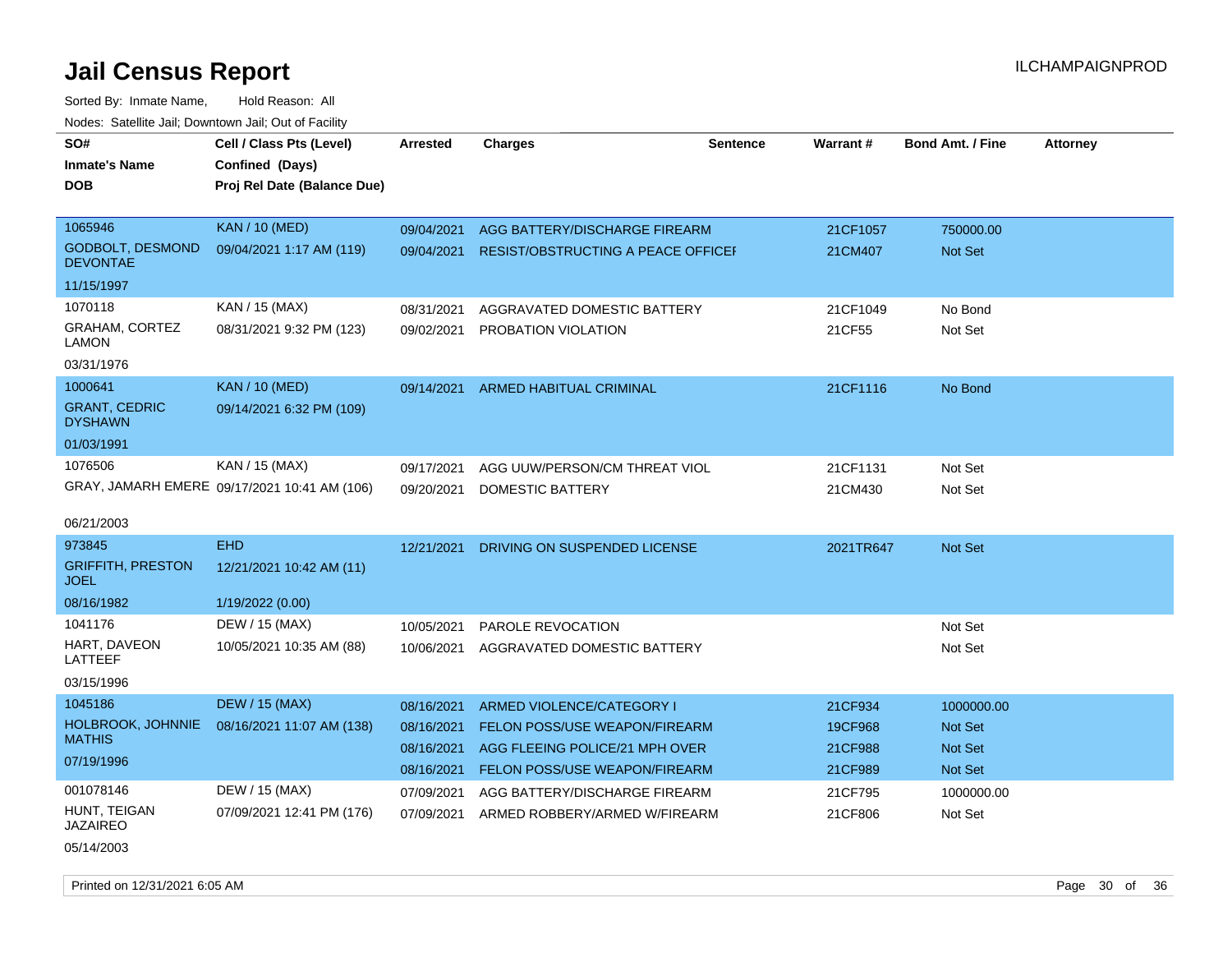# Jail Census Report

Sorted By: Inmate Name, Hold Reason: All

Nodes: Satellite Jail; Downtown Jail; Out of Facility

| SO# / Inmate's Name / DOB | Cell / Class Pts (Level) / Confined (Days) / Proj Rel Date (Balance Due) | Arrested | Charges | Sentence | Warrant # | Bond Amt. / Fine | Attorney |
|---|---|---|---|---|---|---|---|
| 1065946<br>GODBOLT, DESMOND DEVONTAE<br>11/15/1997 | KAN / 10 (MED)<br>09/04/2021 1:17 AM (119) | 09/04/2021<br>09/04/2021 | AGG BATTERY/DISCHARGE FIREARM<br>RESIST/OBSTRUCTING A PEACE OFFICEI | | 21CF1057<br>21CM407 | 750000.00<br>Not Set | |
| 1070118<br>GRAHAM, CORTEZ LAMON<br>03/31/1976 | KAN / 15 (MAX)<br>08/31/2021 9:32 PM (123) | 08/31/2021<br>09/02/2021 | AGGRAVATED DOMESTIC BATTERY<br>PROBATION VIOLATION | | 21CF1049<br>21CF55 | No Bond<br>Not Set | |
| 1000641<br>GRANT, CEDRIC DYSHAWN<br>01/03/1991 | KAN / 10 (MED)<br>09/14/2021 6:32 PM (109) | 09/14/2021 | ARMED HABITUAL CRIMINAL | | 21CF1116 | No Bond | |
| 1076506<br>GRAY, JAMARH EMERE<br>06/21/2003 | KAN / 15 (MAX)<br>09/17/2021 10:41 AM (106) | 09/17/2021<br>09/20/2021 | AGG UUW/PERSON/CM THREAT VIOL<br>DOMESTIC BATTERY | | 21CF1131<br>21CM430 | Not Set<br>Not Set | |
| 973845<br>GRIFFITH, PRESTON JOEL<br>08/16/1982 | EHD<br>12/21/2021 10:42 AM (11)<br>1/19/2022 (0.00) | 12/21/2021 | DRIVING ON SUSPENDED LICENSE | | 2021TR647 | Not Set | |
| 1041176<br>HART, DAVEON LATTEEF<br>03/15/1996 | DEW / 15 (MAX)<br>10/05/2021 10:35 AM (88) | 10/05/2021<br>10/06/2021 | PAROLE REVOCATION<br>AGGRAVATED DOMESTIC BATTERY | | | Not Set<br>Not Set | |
| 1045186<br>HOLBROOK, JOHNNIE MATHIS<br>07/19/1996 | DEW / 15 (MAX)<br>08/16/2021 11:07 AM (138) | 08/16/2021<br>08/16/2021<br>08/16/2021<br>08/16/2021 | ARMED VIOLENCE/CATEGORY I<br>FELON POSS/USE WEAPON/FIREARM<br>AGG FLEEING POLICE/21 MPH OVER<br>FELON POSS/USE WEAPON/FIREARM | | 21CF934<br>19CF968<br>21CF988<br>21CF989 | 1000000.00<br>Not Set<br>Not Set<br>Not Set | |
| 001078146<br>HUNT, TEIGAN JAZAIREO<br>05/14/2003 | DEW / 15 (MAX)<br>07/09/2021 12:41 PM (176) | 07/09/2021<br>07/09/2021 | AGG BATTERY/DISCHARGE FIREARM<br>ARMED ROBBERY/ARMED W/FIREARM | | 21CF795<br>21CF806 | 1000000.00<br>Not Set | |

Printed on 12/31/2021 6:05 AM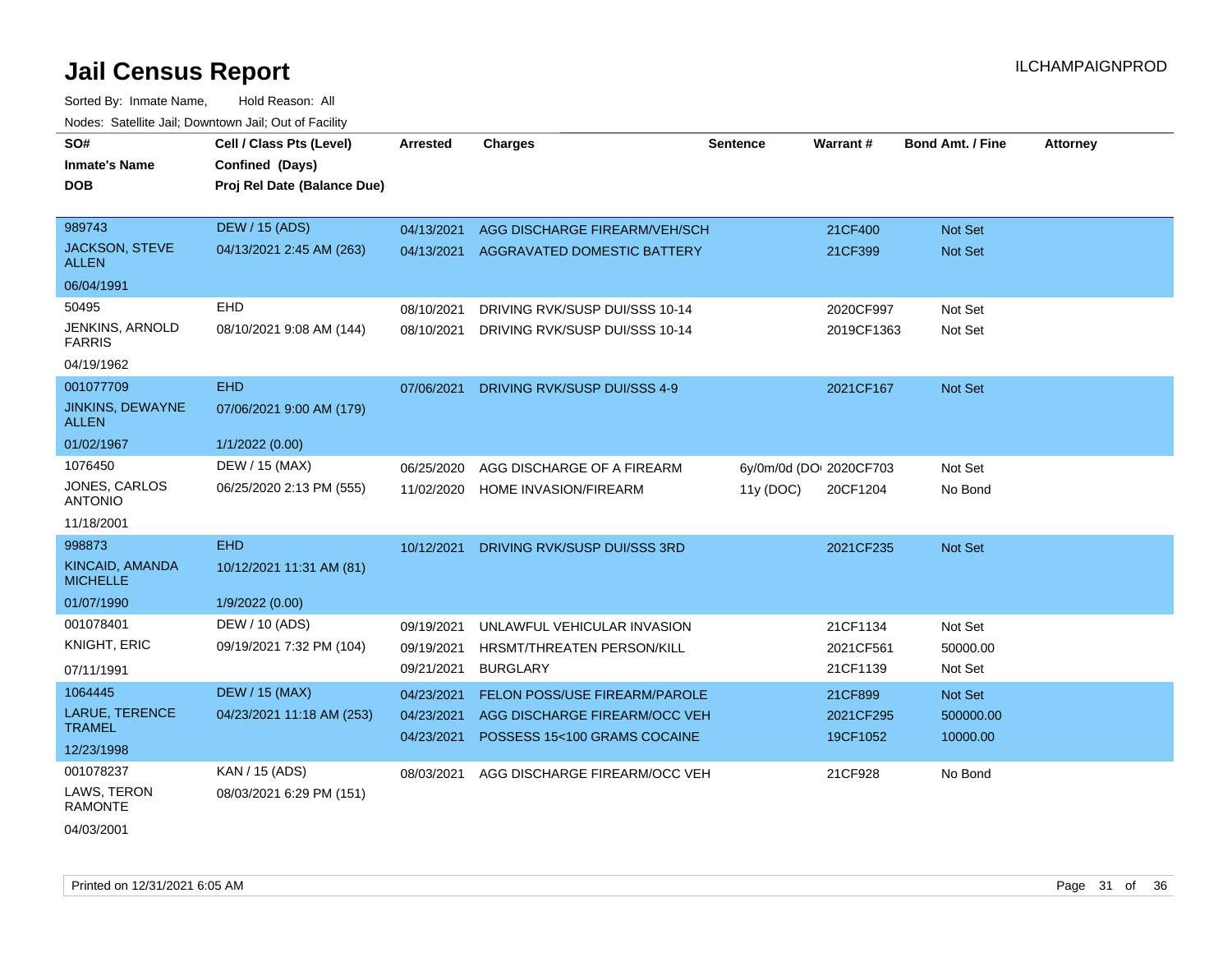# Jail Census Report

Sorted By: Inmate Name, Hold Reason: All

Nodes: Satellite Jail; Downtown Jail; Out of Facility

| SO# / Inmate's Name / DOB | Cell / Class Pts (Level) / Confined (Days) / Proj Rel Date (Balance Due) | Arrested | Charges | Sentence | Warrant # | Bond Amt. / Fine | Attorney |
|---|---|---|---|---|---|---|---|
| 989743 JACKSON, STEVE ALLEN 06/04/1991 | DEW / 15 (ADS) 04/13/2021 2:45 AM (263) | 04/13/2021 | AGG DISCHARGE FIREARM/VEH/SCH | | 21CF400 | Not Set | |
| | | 04/13/2021 | AGGRAVATED DOMESTIC BATTERY | | 21CF399 | Not Set | |
| 50495 JENKINS, ARNOLD FARRIS 04/19/1962 | EHD 08/10/2021 9:08 AM (144) | 08/10/2021 | DRIVING RVK/SUSP DUI/SSS 10-14 | | 2020CF997 | Not Set | |
| | | 08/10/2021 | DRIVING RVK/SUSP DUI/SSS 10-14 | | 2019CF1363 | Not Set | |
| 001077709 JINKINS, DEWAYNE ALLEN 01/02/1967 | EHD 07/06/2021 9:00 AM (179) 1/1/2022 (0.00) | 07/06/2021 | DRIVING RVK/SUSP DUI/SSS 4-9 | | 2021CF167 | Not Set | |
| 1076450 JONES, CARLOS ANTONIO 11/18/2001 | DEW / 15 (MAX) 06/25/2020 2:13 PM (555) | 06/25/2020 | AGG DISCHARGE OF A FIREARM | 6y/0m/0d (DOC) | 2020CF703 | Not Set | |
| | | 11/02/2020 | HOME INVASION/FIREARM | 11y (DOC) | 20CF1204 | No Bond | |
| 998873 KINCAID, AMANDA MICHELLE 01/07/1990 | EHD 10/12/2021 11:31 AM (81) 1/9/2022 (0.00) | 10/12/2021 | DRIVING RVK/SUSP DUI/SSS 3RD | | 2021CF235 | Not Set | |
| 001078401 KNIGHT, ERIC 07/11/1991 | DEW / 10 (ADS) 09/19/2021 7:32 PM (104) | 09/19/2021 | UNLAWFUL VEHICULAR INVASION | | 21CF1134 | Not Set | |
| | | 09/19/2021 | HRSMT/THREATEN PERSON/KILL | | 2021CF561 | 50000.00 | |
| | | 09/21/2021 | BURGLARY | | 21CF1139 | Not Set | |
| 1064445 LARUE, TERENCE TRAMEL 12/23/1998 | DEW / 15 (MAX) 04/23/2021 11:18 AM (253) | 04/23/2021 | FELON POSS/USE FIREARM/PAROLE | | 21CF899 | Not Set | |
| | | 04/23/2021 | AGG DISCHARGE FIREARM/OCC VEH | | 2021CF295 | 500000.00 | |
| | | 04/23/2021 | POSSESS 15<100 GRAMS COCAINE | | 19CF1052 | 10000.00 | |
| 001078237 LAWS, TERON RAMONTE 04/03/2001 | KAN / 15 (ADS) 08/03/2021 6:29 PM (151) | 08/03/2021 | AGG DISCHARGE FIREARM/OCC VEH | | 21CF928 | No Bond | |

Printed on 12/31/2021 6:05 AM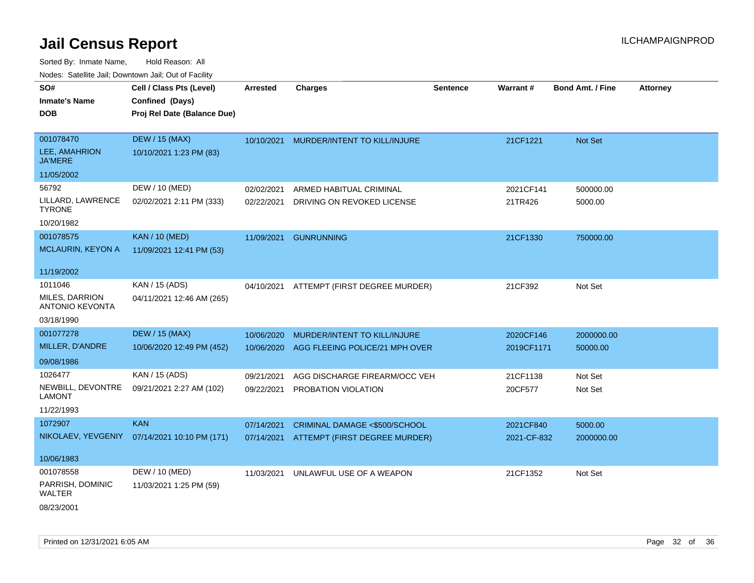# Jail Census Report

ILCHAMPAIGNPROD

Sorted By: Inmate Name, Hold Reason: All

Nodes: Satellite Jail; Downtown Jail; Out of Facility

| SO# / Inmate's Name / DOB | Cell / Class Pts (Level) / Confined (Days) / Proj Rel Date (Balance Due) | Arrested | Charges | Sentence | Warrant # | Bond Amt. / Fine | Attorney |
|---|---|---|---|---|---|---|---|
| 001078470<br>LEE, AMAHRION JA'MERE<br>11/05/2002 | DEW / 15 (MAX)<br>10/10/2021 1:23 PM (83) | 10/10/2021 | MURDER/INTENT TO KILL/INJURE | | 21CF1221 | Not Set | |
| 56792<br>LILLARD, LAWRENCE TYRONE<br>10/20/1982 | DEW / 10 (MED)<br>02/02/2021 2:11 PM (333) | 02/02/2021 | ARMED HABITUAL CRIMINAL | | 2021CF141 | 500000.00 | |
| | | 02/22/2021 | DRIVING ON REVOKED LICENSE | | 21TR426 | 5000.00 | |
| 001078575<br>MCLAURIN, KEYON A<br>11/19/2002 | KAN / 10 (MED)<br>11/09/2021 12:41 PM (53) | 11/09/2021 | GUNRUNNING | | 21CF1330 | 750000.00 | |
| 1011046<br>MILES, DARRION ANTONIO KEVONTA<br>03/18/1990 | KAN / 15 (ADS)<br>04/11/2021 12:46 AM (265) | 04/10/2021 | ATTEMPT (FIRST DEGREE MURDER) | | 21CF392 | Not Set | |
| 001077278<br>MILLER, D'ANDRE<br>09/08/1986 | DEW / 15 (MAX)<br>10/06/2020 12:49 PM (452) | 10/06/2020 | MURDER/INTENT TO KILL/INJURE | | 2020CF146 | 2000000.00 | |
| | | 10/06/2020 | AGG FLEEING POLICE/21 MPH OVER | | 2019CF1171 | 50000.00 | |
| 1026477<br>NEWBILL, DEVONTRE LAMONT<br>11/22/1993 | KAN / 15 (ADS)<br>09/21/2021 2:27 AM (102) | 09/21/2021 | AGG DISCHARGE FIREARM/OCC VEH | | 21CF1138 | Not Set | |
| | | 09/22/2021 | PROBATION VIOLATION | | 20CF577 | Not Set | |
| 1072907<br>NIKOLAEV, YEVGENIY<br>10/06/1983 | KAN<br>07/14/2021 10:10 PM (171) | 07/14/2021 | CRIMINAL DAMAGE <$500/SCHOOL | | 2021CF840 | 5000.00 | |
| | | 07/14/2021 | ATTEMPT (FIRST DEGREE MURDER) | | 2021-CF-832 | 2000000.00 | |
| 001078558<br>PARRISH, DOMINIC WALTER<br>08/23/2001 | DEW / 10 (MED)<br>11/03/2021 1:25 PM (59) | 11/03/2021 | UNLAWFUL USE OF A WEAPON | | 21CF1352 | Not Set | |

Printed on 12/31/2021 6:05 AM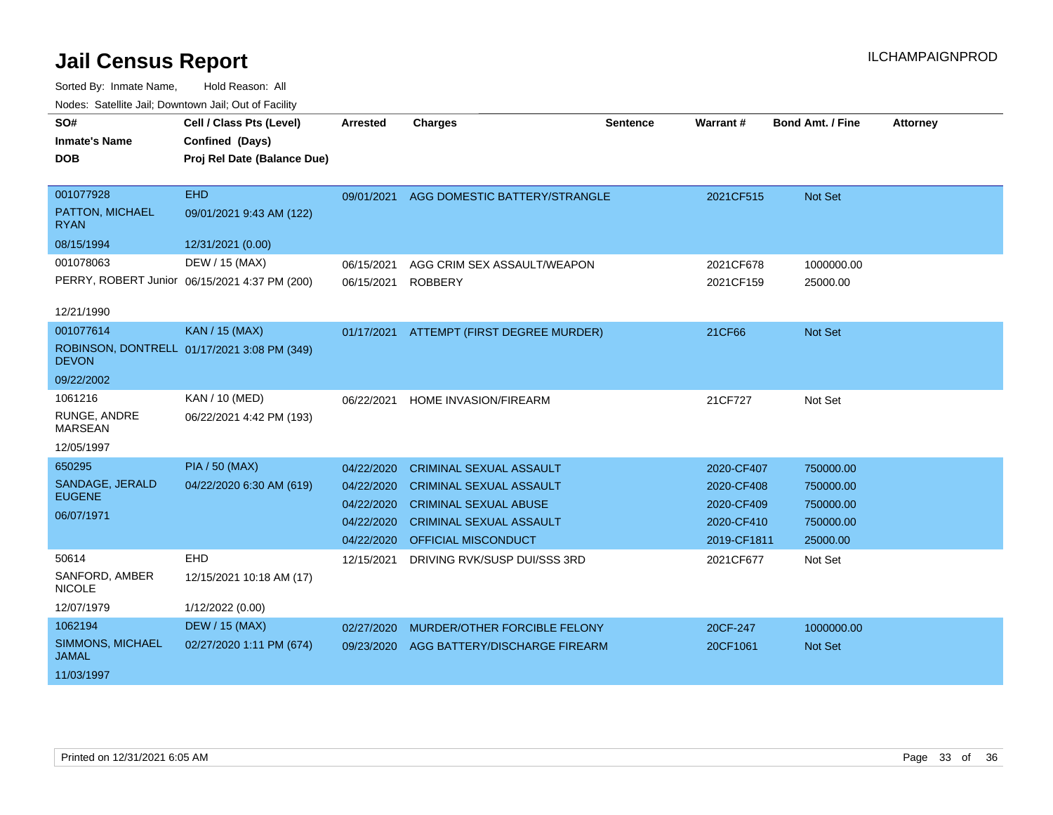# Jail Census Report

ILCHAMPAIGNPROD

Sorted By: Inmate Name, Hold Reason: All

Nodes: Satellite Jail; Downtown Jail; Out of Facility

| SO# / Inmate's Name / DOB | Cell / Class Pts (Level) / Confined (Days) / Proj Rel Date (Balance Due) | Arrested | Charges | Sentence | Warrant # | Bond Amt. / Fine | Attorney |
|---|---|---|---|---|---|---|---|
| 001077928<br>PATTON, MICHAEL RYAN<br>08/15/1994 | EHD<br>09/01/2021 9:43 AM (122)<br>12/31/2021 (0.00) | 09/01/2021 | AGG DOMESTIC BATTERY/STRANGLE | | 2021CF515 | Not Set | |
| 001078063<br>PERRY, ROBERT Junior<br>12/21/1990 | DEW / 15 (MAX)<br>06/15/2021 4:37 PM (200) | 06/15/2021 | AGG CRIM SEX ASSAULT/WEAPON | | 2021CF678 | 1000000.00 | |
| | | 06/15/2021 | ROBBERY | | 2021CF159 | 25000.00 | |
| 001077614<br>ROBINSON, DONTRELL DEVON<br>09/22/2002 | KAN / 15 (MAX)<br>01/17/2021 3:08 PM (349) | 01/17/2021 | ATTEMPT (FIRST DEGREE MURDER) | | 21CF66 | Not Set | |
| 1061216<br>RUNGE, ANDRE MARSEAN<br>12/05/1997 | KAN / 10 (MED)<br>06/22/2021 4:42 PM (193) | 06/22/2021 | HOME INVASION/FIREARM | | 21CF727 | Not Set | |
| 650295<br>SANDAGE, JERALD EUGENE<br>06/07/1971 | PIA / 50 (MAX)<br>04/22/2020 6:30 AM (619) | 04/22/2020 | CRIMINAL SEXUAL ASSAULT | | 2020-CF407 | 750000.00 | |
| | | 04/22/2020 | CRIMINAL SEXUAL ASSAULT | | 2020-CF408 | 750000.00 | |
| | | 04/22/2020 | CRIMINAL SEXUAL ABUSE | | 2020-CF409 | 750000.00 | |
| | | 04/22/2020 | CRIMINAL SEXUAL ASSAULT | | 2020-CF410 | 750000.00 | |
| | | 04/22/2020 | OFFICIAL MISCONDUCT | | 2019-CF1811 | 25000.00 | |
| 50614<br>SANFORD, AMBER NICOLE<br>12/07/1979 | EHD<br>12/15/2021 10:18 AM (17)<br>1/12/2022 (0.00) | 12/15/2021 | DRIVING RVK/SUSP DUI/SSS 3RD | | 2021CF677 | Not Set | |
| 1062194<br>SIMMONS, MICHAEL JAMAL<br>11/03/1997 | DEW / 15 (MAX)<br>02/27/2020 1:11 PM (674) | 02/27/2020 | MURDER/OTHER FORCIBLE FELONY | | 20CF-247 | 1000000.00 | |
| | | 09/23/2020 | AGG BATTERY/DISCHARGE FIREARM | | 20CF1061 | Not Set | |

Printed on 12/31/2021 6:05 AM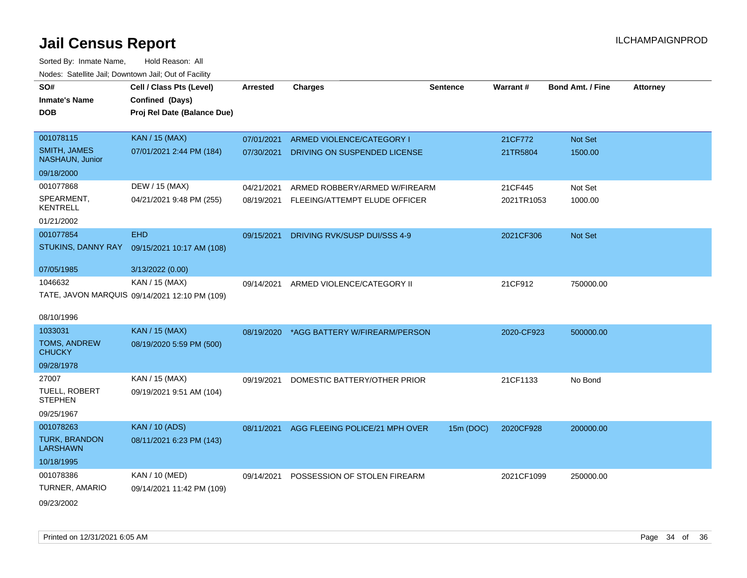# Jail Census Report

ILCHAMPAIGNPROD

Sorted By: Inmate Name, Hold Reason: All

Nodes: Satellite Jail; Downtown Jail; Out of Facility

| SO# / Inmate's Name / DOB | Cell / Class Pts (Level) / Confined (Days) / Proj Rel Date (Balance Due) | Arrested | Charges | Sentence | Warrant # | Bond Amt. / Fine | Attorney |
|---|---|---|---|---|---|---|---|
| 001078115<br>SMITH, JAMES NASHAUN, Junior<br>09/18/2000 | KAN / 15 (MAX)<br>07/01/2021 2:44 PM (184) | 07/01/2021<br>07/30/2021 | ARMED VIOLENCE/CATEGORY I<br>DRIVING ON SUSPENDED LICENSE | | 21CF772<br>21TR5804 | Not Set<br>1500.00 | |
| 001077868<br>SPEARMENT, KENTRELL<br>01/21/2002 | DEW / 15 (MAX)<br>04/21/2021 9:48 PM (255) | 04/21/2021<br>08/19/2021 | ARMED ROBBERY/ARMED W/FIREARM<br>FLEEING/ATTEMPT ELUDE OFFICER | | 21CF445<br>2021TR1053 | Not Set<br>1000.00 | |
| 001077854<br>STUKINS, DANNY RAY<br>07/05/1985 | EHD<br>09/15/2021 10:17 AM (108)<br>3/13/2022 (0.00) | 09/15/2021 | DRIVING RVK/SUSP DUI/SSS 4-9 | | 2021CF306 | Not Set | |
| 1046632<br>TATE, JAVON MARQUIS<br>08/10/1996 | KAN / 15 (MAX)<br>09/14/2021 12:10 PM (109) | 09/14/2021 | ARMED VIOLENCE/CATEGORY II | | 21CF912 | 750000.00 | |
| 1033031<br>TOMS, ANDREW CHUCKY<br>09/28/1978 | KAN / 15 (MAX)<br>08/19/2020 5:59 PM (500) | 08/19/2020 | *AGG BATTERY W/FIREARM/PERSON | | 2020-CF923 | 500000.00 | |
| 27007<br>TUELL, ROBERT STEPHEN<br>09/25/1967 | KAN / 15 (MAX)<br>09/19/2021 9:51 AM (104) | 09/19/2021 | DOMESTIC BATTERY/OTHER PRIOR | | 21CF1133 | No Bond | |
| 001078263<br>TURK, BRANDON LARSHAWN<br>10/18/1995 | KAN / 10 (ADS)<br>08/11/2021 6:23 PM (143) | 08/11/2021 | AGG FLEEING POLICE/21 MPH OVER | 15m (DOC) | 2020CF928 | 200000.00 | |
| 001078386<br>TURNER, AMARIO<br>09/23/2002 | KAN / 10 (MED)<br>09/14/2021 11:42 PM (109) | 09/14/2021 | POSSESSION OF STOLEN FIREARM | | 2021CF1099 | 250000.00 | |

Printed on 12/31/2021 6:05 AM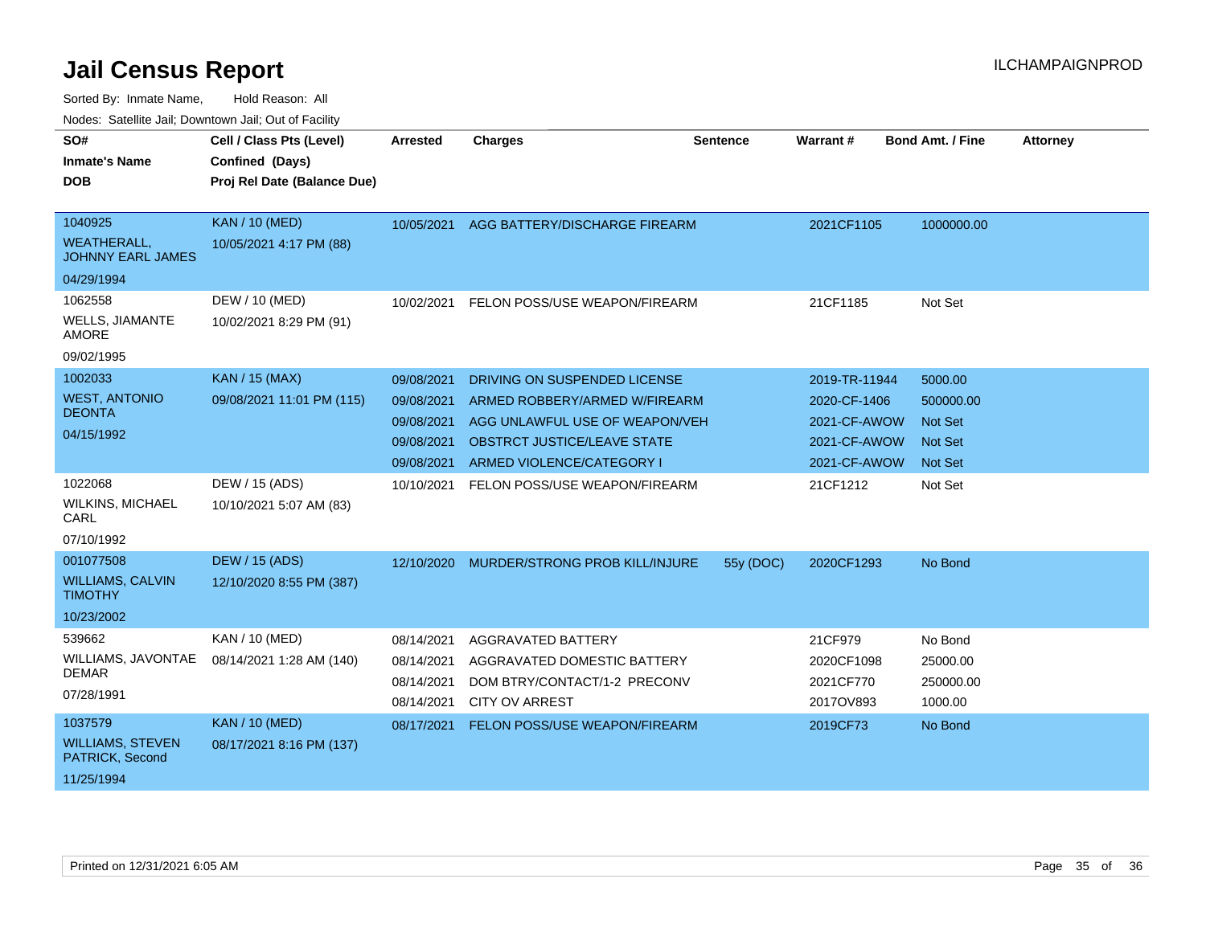# Jail Census Report

ILCHAMPAIGNPROD

Sorted By: Inmate Name, Hold Reason: All

Nodes: Satellite Jail; Downtown Jail; Out of Facility

| SO# / Inmate's Name / DOB | Cell / Class Pts (Level) / Confined (Days) / Proj Rel Date (Balance Due) | Arrested | Charges | Sentence | Warrant # | Bond Amt. / Fine | Attorney |
|---|---|---|---|---|---|---|---|
| 1040925<br>WEATHERALL, JOHNNY EARL JAMES<br>04/29/1994 | KAN / 10 (MED)<br>10/05/2021 4:17 PM (88) | 10/05/2021 | AGG BATTERY/DISCHARGE FIREARM | | 2021CF1105 | 1000000.00 | |
| 1062558<br>WELLS, JIAMANTE AMORE<br>09/02/1995 | DEW / 10 (MED)<br>10/02/2021 8:29 PM (91) | 10/02/2021 | FELON POSS/USE WEAPON/FIREARM | | 21CF1185 | Not Set | |
| 1002033<br>WEST, ANTONIO DEONTA<br>04/15/1992 | KAN / 15 (MAX)<br>09/08/2021 11:01 PM (115) | 09/08/2021 | DRIVING ON SUSPENDED LICENSE | | 2019-TR-11944 | 5000.00 | |
| | | 09/08/2021 | ARMED ROBBERY/ARMED W/FIREARM | | 2020-CF-1406 | 500000.00 | |
| | | 09/08/2021 | AGG UNLAWFUL USE OF WEAPON/VEH | | 2021-CF-AWOW | Not Set | |
| | | 09/08/2021 | OBSTRCT JUSTICE/LEAVE STATE | | 2021-CF-AWOW | Not Set | |
| | | 09/08/2021 | ARMED VIOLENCE/CATEGORY I | | 2021-CF-AWOW | Not Set | |
| 1022068<br>WILKINS, MICHAEL CARL<br>07/10/1992 | DEW / 15 (ADS)<br>10/10/2021 5:07 AM (83) | 10/10/2021 | FELON POSS/USE WEAPON/FIREARM | | 21CF1212 | Not Set | |
| 001077508<br>WILLIAMS, CALVIN TIMOTHY<br>10/23/2002 | DEW / 15 (ADS)<br>12/10/2020 8:55 PM (387) | 12/10/2020 | MURDER/STRONG PROB KILL/INJURE | 55y (DOC) | 2020CF1293 | No Bond | |
| 539662<br>WILLIAMS, JAVONTAE DEMAR<br>07/28/1991 | KAN / 10 (MED)<br>08/14/2021 1:28 AM (140) | 08/14/2021 | AGGRAVATED BATTERY | | 21CF979 | No Bond | |
| | | 08/14/2021 | AGGRAVATED DOMESTIC BATTERY | | 2020CF1098 | 25000.00 | |
| | | 08/14/2021 | DOM BTRY/CONTACT/1-2 PRECONV | | 2021CF770 | 250000.00 | |
| | | 08/14/2021 | CITY OV ARREST | | 2017OV893 | 1000.00 | |
| 1037579<br>WILLIAMS, STEVEN PATRICK, Second<br>11/25/1994 | KAN / 10 (MED)<br>08/17/2021 8:16 PM (137) | 08/17/2021 | FELON POSS/USE WEAPON/FIREARM | | 2019CF73 | No Bond | |

Printed on 12/31/2021 6:05 AM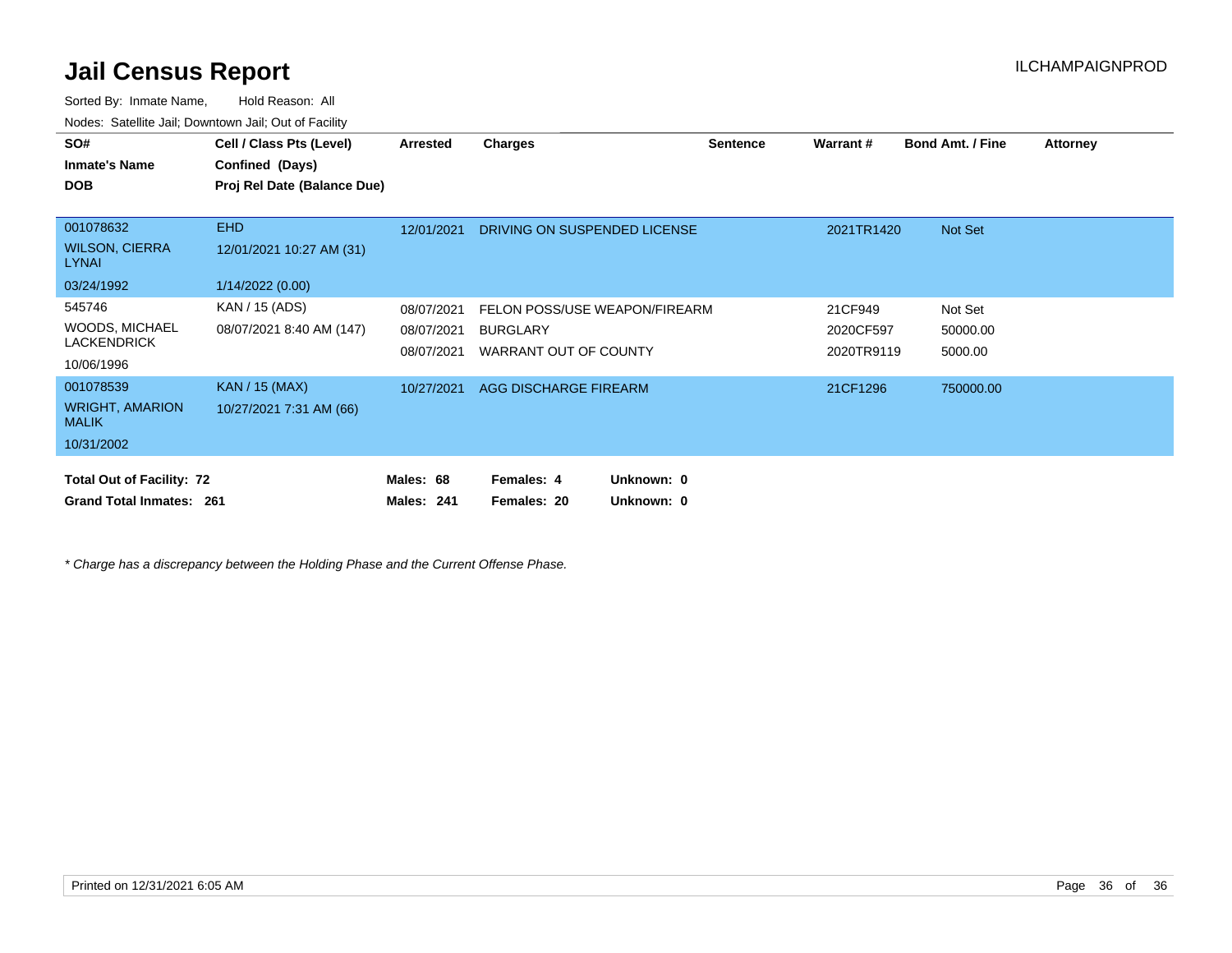# Jail Census Report

ILCHAMPAIGNPROD

Sorted By: Inmate Name, Hold Reason: All

Nodes: Satellite Jail; Downtown Jail; Out of Facility

| SO# / Inmate's Name / DOB | Cell / Class Pts (Level) / Confined (Days) / Proj Rel Date (Balance Due) | Arrested | Charges | Sentence | Warrant # | Bond Amt. / Fine | Attorney |
|---|---|---|---|---|---|---|---|
| 001078632 | EHD | 12/01/2021 | DRIVING ON SUSPENDED LICENSE | | 2021TR1420 | Not Set | |
| WILSON, CIERRA LYNAI | 12/01/2021 10:27 AM (31) | | | | | | |
| 03/24/1992 | 1/14/2022 (0.00) | | | | | | |
| 545746 | KAN / 15 (ADS) | 08/07/2021 | FELON POSS/USE WEAPON/FIREARM | | 21CF949 | Not Set | |
| WOODS, MICHAEL LACKENDRICK | 08/07/2021 8:40 AM (147) | 08/07/2021 | BURGLARY | | 2020CF597 | 50000.00 | |
| 10/06/1996 | | 08/07/2021 | WARRANT OUT OF COUNTY | | 2020TR9119 | 5000.00 | |
| 001078539 | KAN / 15 (MAX) | 10/27/2021 | AGG DISCHARGE FIREARM | | 21CF1296 | 750000.00 | |
| WRIGHT, AMARION MALIK | 10/27/2021 7:31 AM (66) | | | | | | |
| 10/31/2002 | | | | | | | |

**Total Out of Facility: 72** **Males: 68** **Females: 4** **Unknown: 0**

**Grand Total Inmates: 261** **Males: 241** **Females: 20** **Unknown: 0**

*\* Charge has a discrepancy between the Holding Phase and the Current Offense Phase.*

Printed on 12/31/2021 6:05 AM